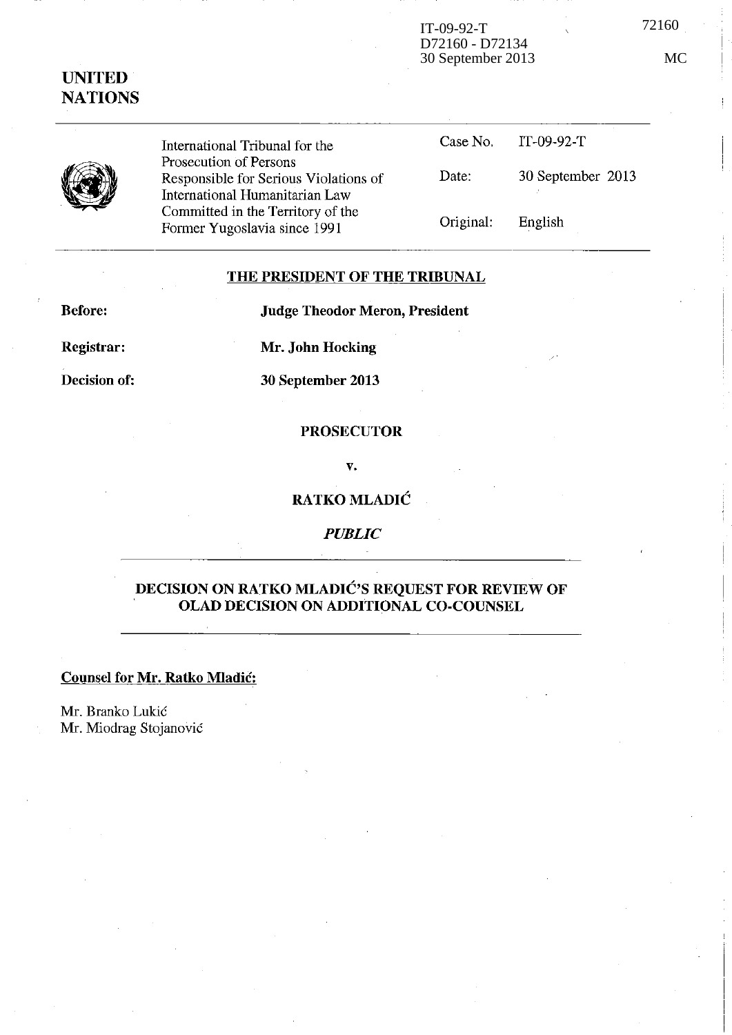IT-09-92-T
D72160 - D72134
30 September 2013

72160

MC

**UNITED NATIONS**

| | | |
|---|---|---|
| International Tribunal for the Prosecution of Persons Responsible for Serious Violations of International Humanitarian Law Committed in the Territory of the Former Yugoslavia since 1991 | Case No. | IT-09-92-T |
| | Date: | 30 September 2013 |
| | Original: | English |

## THE PRESIDENT OF THE TRIBUNAL

**Before:** **Judge Theodor Meron, President**

**Registrar:** **Mr. John Hocking**

**Decision of:** **30 September 2013**

**PROSECUTOR**

**v.**

**RATKO MLADIĆ**

***PUBLIC***

## DECISION ON RATKO MLADIĆ'S REQUEST FOR REVIEW OF OLAD DECISION ON ADDITIONAL CO-COUNSEL

**Counsel for Mr. Ratko Mladić:**

Mr. Branko Lukić
Mr. Miodrag Stojanović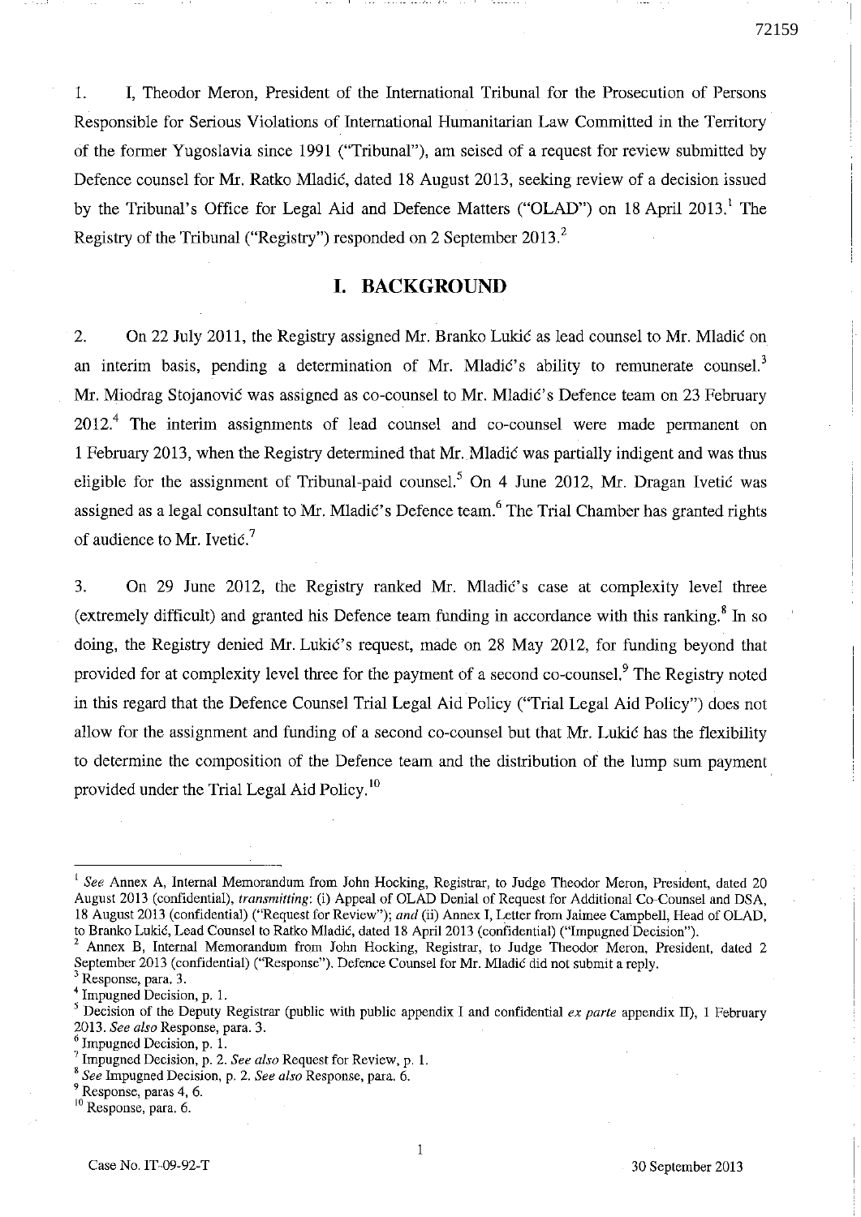1. I, Theodor Meron, President of the International Tribunal for the Prosecution of Persons Responsible for Serious Violations of International Humanitarian Law Committed in the Territory of the former Yugoslavia since 1991 ("Tribunal"), am seised of a request for review submitted by Defence counsel for Mr. Ratko Mladić, dated 18 August 2013, seeking review of a decision issued by the Tribunal's Office for Legal Aid and Defence Matters ("OLAD") on 18 April 2013.[1] The Registry of the Tribunal ("Registry") responded on 2 September 2013.[2]

## I. BACKGROUND

2. On 22 July 2011, the Registry assigned Mr. Branko Lukić as lead counsel to Mr. Mladić on an interim basis, pending a determination of Mr. Mladić's ability to remunerate counsel.[3] Mr. Miodrag Stojanović was assigned as co-counsel to Mr. Mladić's Defence team on 23 February 2012.[4] The interim assignments of lead counsel and co-counsel were made permanent on 1 February 2013, when the Registry determined that Mr. Mladić was partially indigent and was thus eligible for the assignment of Tribunal-paid counsel.[5] On 4 June 2012, Mr. Dragan Ivetić was assigned as a legal consultant to Mr. Mladić's Defence team.[6] The Trial Chamber has granted rights of audience to Mr. Ivetić.[7]

3. On 29 June 2012, the Registry ranked Mr. Mladić's case at complexity level three (extremely difficult) and granted his Defence team funding in accordance with this ranking.[8] In so doing, the Registry denied Mr. Lukić's request, made on 28 May 2012, for funding beyond that provided for at complexity level three for the payment of a second co-counsel.[9] The Registry noted in this regard that the Defence Counsel Trial Legal Aid Policy ("Trial Legal Aid Policy") does not allow for the assignment and funding of a second co-counsel but that Mr. Lukić has the flexibility to determine the composition of the Defence team and the distribution of the lump sum payment provided under the Trial Legal Aid Policy.[10]

---

[1] *See* Annex A, Internal Memorandum from John Hocking, Registrar, to Judge Theodor Meron, President, dated 20 August 2013 (confidential), *transmitting*: (i) Appeal of OLAD Denial of Request for Additional Co-Counsel and DSA, 18 August 2013 (confidential) ("Request for Review"); *and* (ii) Annex I, Letter from Jaimee Campbell, Head of OLAD, to Branko Lukić, Lead Counsel to Ratko Mladić, dated 18 April 2013 (confidential) ("Impugned Decision").

[2] Annex B, Internal Memorandum from John Hocking, Registrar, to Judge Theodor Meron, President, dated 2 September 2013 (confidential) ("Response"). Defence Counsel for Mr. Mladić did not submit a reply.

[3] Response, para. 3.

[4] Impugned Decision, p. 1.

[5] Decision of the Deputy Registrar (public with public appendix I and confidential *ex parte* appendix II), 1 February 2013. *See also* Response, para. 3.

[6] Impugned Decision, p. 1.

[7] Impugned Decision, p. 2. *See also* Request for Review, p. 1.

[8] *See* Impugned Decision, p. 2. *See also* Response, para. 6.

[9] Response, paras 4, 6.

[10] Response, para. 6.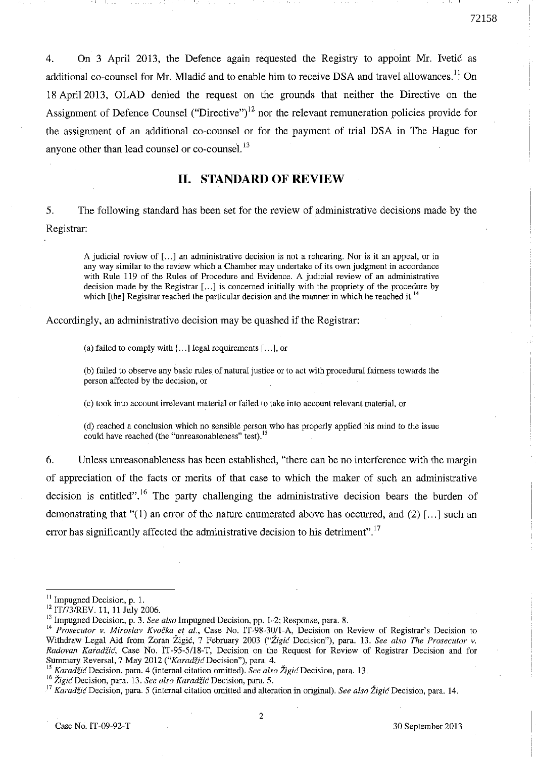4. On 3 April 2013, the Defence again requested the Registry to appoint Mr. Ivetić as additional co-counsel for Mr. Mladić and to enable him to receive DSA and travel allowances.[11] On 18 April 2013, OLAD denied the request on the grounds that neither the Directive on the Assignment of Defence Counsel ("Directive")[12] nor the relevant remuneration policies provide for the assignment of an additional co-counsel or for the payment of trial DSA in The Hague for anyone other than lead counsel or co-counsel.[13]

## II. STANDARD OF REVIEW

5. The following standard has been set for the review of administrative decisions made by the Registrar:

> A judicial review of [...] an administrative decision is not a rehearing. Nor is it an appeal, or in any way similar to the review which a Chamber may undertake of its own judgment in accordance with Rule 119 of the Rules of Procedure and Evidence. A judicial review of an administrative decision made by the Registrar [...] is concerned initially with the propriety of the procedure by which [the] Registrar reached the particular decision and the manner in which he reached it.[14]

Accordingly, an administrative decision may be quashed if the Registrar:

> (a) failed to comply with [...] legal requirements [...], or
>
> (b) failed to observe any basic rules of natural justice or to act with procedural fairness towards the person affected by the decision, or
>
> (c) took into account irrelevant material or failed to take into account relevant material, or
>
> (d) reached a conclusion which no sensible person who has properly applied his mind to the issue could have reached (the "unreasonableness" test).[15]

6. Unless unreasonableness has been established, "there can be no interference with the margin of appreciation of the facts or merits of that case to which the maker of such an administrative decision is entitled".[16] The party challenging the administrative decision bears the burden of demonstrating that "(1) an error of the nature enumerated above has occurred, and (2) [...] such an error has significantly affected the administrative decision to his detriment".[17]

---

[11] Impugned Decision, p. 1.

[12] IT/73/REV. 11, 11 July 2006.

[13] Impugned Decision, p. 3. *See also* Impugned Decision, pp. 1-2; Response, para. 8.

[14] *Prosecutor v. Miroslav Kvočka et al.*, Case No. IT-98-30/1-A, Decision on Review of Registrar's Decision to Withdraw Legal Aid from Zoran Žigić, 7 February 2003 ("*Žigić* Decision"), para. 13. *See also The Prosecutor v. Radovan Karadžić*, Case No. IT-95-5/18-T, Decision on the Request for Review of Registrar Decision and for Summary Reversal, 7 May 2012 ("*Karadžić* Decision"), para. 4.

[15] *Karadžić* Decision, para. 4 (internal citation omitted). *See also Žigić* Decision, para. 13.

[16] *Žigić* Decision, para. 13. *See also Karadžić* Decision, para. 5.

[17] *Karadžić* Decision, para. 5 (internal citation omitted and alteration in original). *See also Žigić* Decision, para. 14.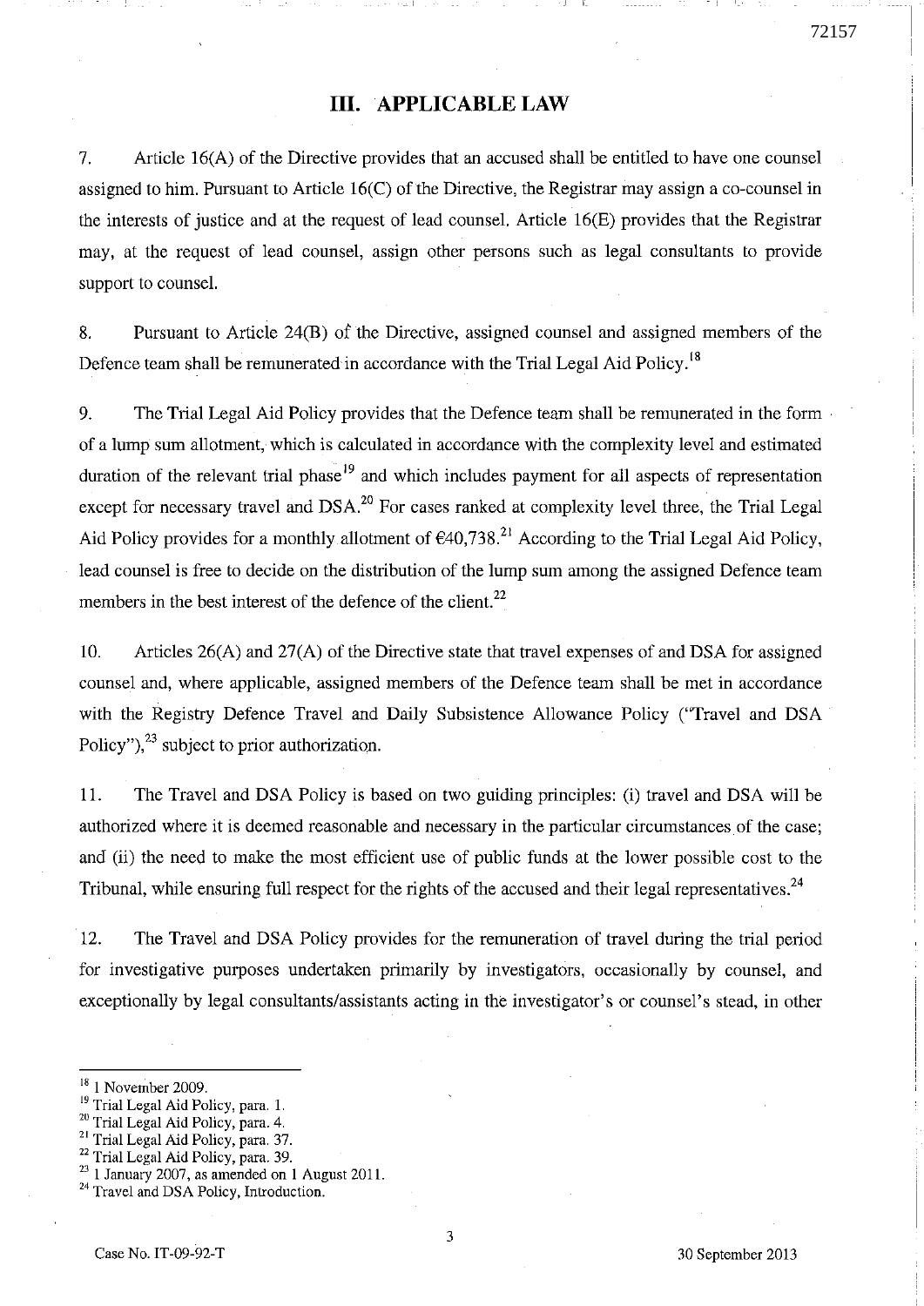## III. APPLICABLE LAW

7. Article 16(A) of the Directive provides that an accused shall be entitled to have one counsel assigned to him. Pursuant to Article 16(C) of the Directive, the Registrar may assign a co-counsel in the interests of justice and at the request of lead counsel. Article 16(E) provides that the Registrar may, at the request of lead counsel, assign other persons such as legal consultants to provide support to counsel.

8. Pursuant to Article 24(B) of the Directive, assigned counsel and assigned members of the Defence team shall be remunerated in accordance with the Trial Legal Aid Policy.[18]

9. The Trial Legal Aid Policy provides that the Defence team shall be remunerated in the form of a lump sum allotment, which is calculated in accordance with the complexity level and estimated duration of the relevant trial phase[19] and which includes payment for all aspects of representation except for necessary travel and DSA.[20] For cases ranked at complexity level three, the Trial Legal Aid Policy provides for a monthly allotment of €40,738.[21] According to the Trial Legal Aid Policy, lead counsel is free to decide on the distribution of the lump sum among the assigned Defence team members in the best interest of the defence of the client.[22]

10. Articles 26(A) and 27(A) of the Directive state that travel expenses of and DSA for assigned counsel and, where applicable, assigned members of the Defence team shall be met in accordance with the Registry Defence Travel and Daily Subsistence Allowance Policy ("Travel and DSA Policy"),[23] subject to prior authorization.

11. The Travel and DSA Policy is based on two guiding principles: (i) travel and DSA will be authorized where it is deemed reasonable and necessary in the particular circumstances of the case; and (ii) the need to make the most efficient use of public funds at the lower possible cost to the Tribunal, while ensuring full respect for the rights of the accused and their legal representatives.[24]

12. The Travel and DSA Policy provides for the remuneration of travel during the trial period for investigative purposes undertaken primarily by investigators, occasionally by counsel, and exceptionally by legal consultants/assistants acting in the investigator's or counsel's stead, in other

---

[18] 1 November 2009.

[19] Trial Legal Aid Policy, para. 1.

[20] Trial Legal Aid Policy, para. 4.

[21] Trial Legal Aid Policy, para. 37.

[22] Trial Legal Aid Policy, para. 39.

[23] 1 January 2007, as amended on 1 August 2011.

[24] Travel and DSA Policy, Introduction.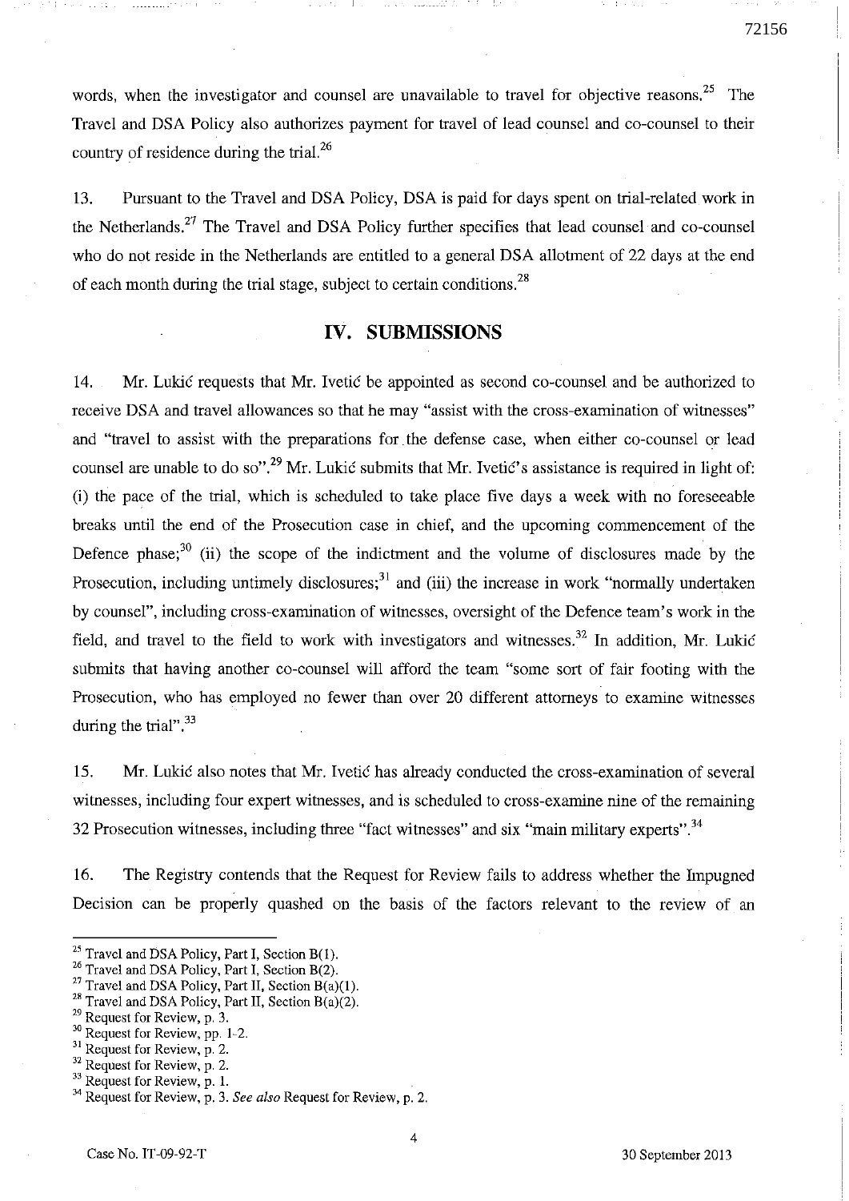words, when the investigator and counsel are unavailable to travel for objective reasons.[25] The Travel and DSA Policy also authorizes payment for travel of lead counsel and co-counsel to their country of residence during the trial.[26]

13. Pursuant to the Travel and DSA Policy, DSA is paid for days spent on trial-related work in the Netherlands.[27] The Travel and DSA Policy further specifies that lead counsel and co-counsel who do not reside in the Netherlands are entitled to a general DSA allotment of 22 days at the end of each month during the trial stage, subject to certain conditions.[28]

## IV. SUBMISSIONS

14. Mr. Lukić requests that Mr. Ivetić be appointed as second co-counsel and be authorized to receive DSA and travel allowances so that he may "assist with the cross-examination of witnesses" and "travel to assist with the preparations for the defense case, when either co-counsel or lead counsel are unable to do so".[29] Mr. Lukić submits that Mr. Ivetić's assistance is required in light of: (i) the pace of the trial, which is scheduled to take place five days a week with no foreseeable breaks until the end of the Prosecution case in chief, and the upcoming commencement of the Defence phase;[30] (ii) the scope of the indictment and the volume of disclosures made by the Prosecution, including untimely disclosures;[31] and (iii) the increase in work "normally undertaken by counsel", including cross-examination of witnesses, oversight of the Defence team's work in the field, and travel to the field to work with investigators and witnesses.[32] In addition, Mr. Lukić submits that having another co-counsel will afford the team "some sort of fair footing with the Prosecution, who has employed no fewer than over 20 different attorneys to examine witnesses during the trial".[33]

15. Mr. Lukić also notes that Mr. Ivetić has already conducted the cross-examination of several witnesses, including four expert witnesses, and is scheduled to cross-examine nine of the remaining 32 Prosecution witnesses, including three "fact witnesses" and six "main military experts".[34]

16. The Registry contends that the Request for Review fails to address whether the Impugned Decision can be properly quashed on the basis of the factors relevant to the review of an

---

[25] Travel and DSA Policy, Part I, Section B(1).
[26] Travel and DSA Policy, Part I, Section B(2).
[27] Travel and DSA Policy, Part II, Section B(a)(1).
[28] Travel and DSA Policy, Part II, Section B(a)(2).
[29] Request for Review, p. 3.
[30] Request for Review, pp. 1-2.
[31] Request for Review, p. 2.
[32] Request for Review, p. 2.
[33] Request for Review, p. 1.
[34] Request for Review, p. 3. *See also* Request for Review, p. 2.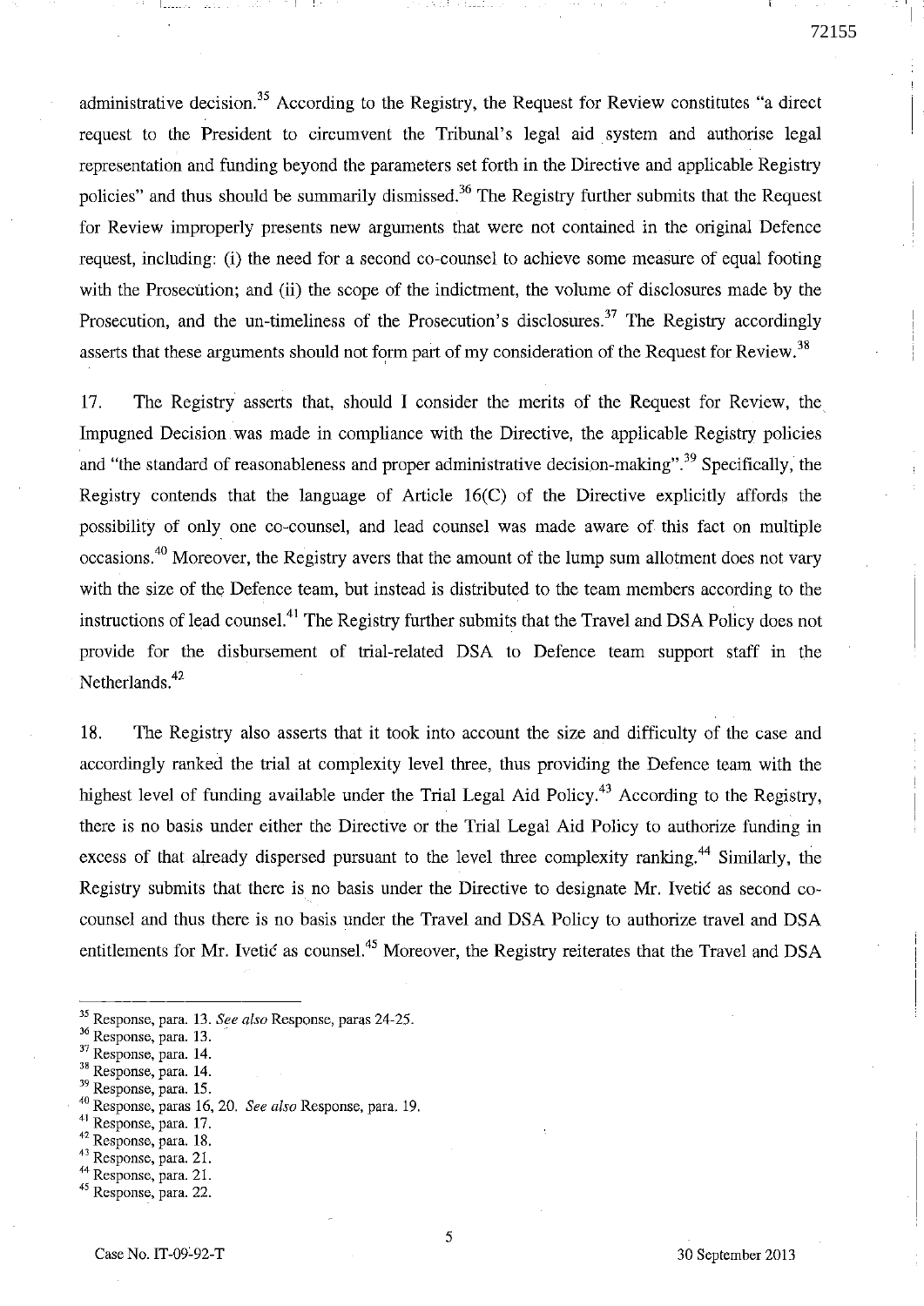administrative decision.[35] According to the Registry, the Request for Review constitutes "a direct request to the President to circumvent the Tribunal's legal aid system and authorise legal representation and funding beyond the parameters set forth in the Directive and applicable Registry policies" and thus should be summarily dismissed.[36] The Registry further submits that the Request for Review improperly presents new arguments that were not contained in the original Defence request, including: (i) the need for a second co-counsel to achieve some measure of equal footing with the Prosecution; and (ii) the scope of the indictment, the volume of disclosures made by the Prosecution, and the un-timeliness of the Prosecution's disclosures.[37] The Registry accordingly asserts that these arguments should not form part of my consideration of the Request for Review.[38]

17. The Registry asserts that, should I consider the merits of the Request for Review, the Impugned Decision was made in compliance with the Directive, the applicable Registry policies and "the standard of reasonableness and proper administrative decision-making".[39] Specifically, the Registry contends that the language of Article 16(C) of the Directive explicitly affords the possibility of only one co-counsel, and lead counsel was made aware of this fact on multiple occasions.[40] Moreover, the Registry avers that the amount of the lump sum allotment does not vary with the size of the Defence team, but instead is distributed to the team members according to the instructions of lead counsel.[41] The Registry further submits that the Travel and DSA Policy does not provide for the disbursement of trial-related DSA to Defence team support staff in the Netherlands.[42]

18. The Registry also asserts that it took into account the size and difficulty of the case and accordingly ranked the trial at complexity level three, thus providing the Defence team with the highest level of funding available under the Trial Legal Aid Policy.[43] According to the Registry, there is no basis under either the Directive or the Trial Legal Aid Policy to authorize funding in excess of that already dispersed pursuant to the level three complexity ranking.[44] Similarly, the Registry submits that there is no basis under the Directive to designate Mr. Ivetić as second co-counsel and thus there is no basis under the Travel and DSA Policy to authorize travel and DSA entitlements for Mr. Ivetić as counsel.[45] Moreover, the Registry reiterates that the Travel and DSA

---

[35] Response, para. 13. *See also* Response, paras 24-25.

[36] Response, para. 13.

[37] Response, para. 14.

[38] Response, para. 14.

[39] Response, para. 15.

[40] Response, paras 16, 20. *See also* Response, para. 19.

[41] Response, para. 17.

[42] Response, para. 18.

[43] Response, para. 21.

[44] Response, para. 21.

[45] Response, para. 22.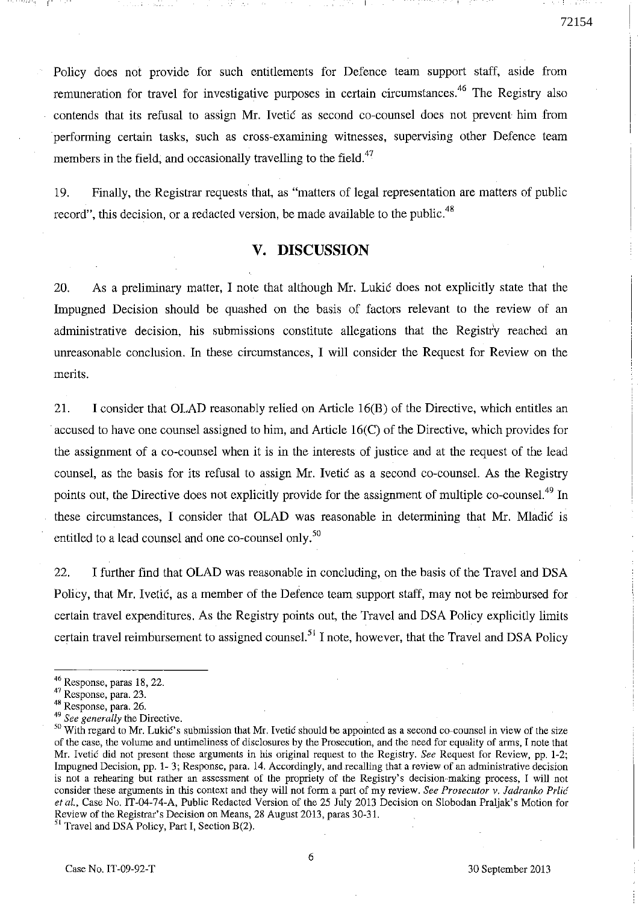Policy does not provide for such entitlements for Defence team support staff, aside from remuneration for travel for investigative purposes in certain circumstances.[46] The Registry also contends that its refusal to assign Mr. Ivetić as second co-counsel does not prevent him from performing certain tasks, such as cross-examining witnesses, supervising other Defence team members in the field, and occasionally travelling to the field.[47]

19. Finally, the Registrar requests that, as "matters of legal representation are matters of public record", this decision, or a redacted version, be made available to the public.[48]

## V. DISCUSSION

20. As a preliminary matter, I note that although Mr. Lukić does not explicitly state that the Impugned Decision should be quashed on the basis of factors relevant to the review of an administrative decision, his submissions constitute allegations that the Registry reached an unreasonable conclusion. In these circumstances, I will consider the Request for Review on the merits.

21. I consider that OLAD reasonably relied on Article 16(B) of the Directive, which entitles an accused to have one counsel assigned to him, and Article 16(C) of the Directive, which provides for the assignment of a co-counsel when it is in the interests of justice and at the request of the lead counsel, as the basis for its refusal to assign Mr. Ivetić as a second co-counsel. As the Registry points out, the Directive does not explicitly provide for the assignment of multiple co-counsel.[49] In these circumstances, I consider that OLAD was reasonable in determining that Mr. Mladić is entitled to a lead counsel and one co-counsel only.[50]

22. I further find that OLAD was reasonable in concluding, on the basis of the Travel and DSA Policy, that Mr. Ivetić, as a member of the Defence team support staff, may not be reimbursed for certain travel expenditures. As the Registry points out, the Travel and DSA Policy explicitly limits certain travel reimbursement to assigned counsel.[51] I note, however, that the Travel and DSA Policy

---

[46] Response, paras 18, 22.

[47] Response, para. 23.

[48] Response, para. 26.

[49] *See generally* the Directive.

[50] With regard to Mr. Lukić's submission that Mr. Ivetić should be appointed as a second co-counsel in view of the size of the case, the volume and untimeliness of disclosures by the Prosecution, and the need for equality of arms, I note that Mr. Ivetić did not present these arguments in his original request to the Registry. *See* Request for Review, pp. 1-2; Impugned Decision, pp. 1- 3; Response, para. 14. Accordingly, and recalling that a review of an administrative decision is not a rehearing but rather an assessment of the propriety of the Registry's decision-making process, I will not consider these arguments in this context and they will not form a part of my review. *See Prosecutor v. Jadranko Prlić et al.*, Case No. IT-04-74-A, Public Redacted Version of the 25 July 2013 Decision on Slobodan Praljak's Motion for Review of the Registrar's Decision on Means, 28 August 2013, paras 30-31.

[51] Travel and DSA Policy, Part I, Section B(2).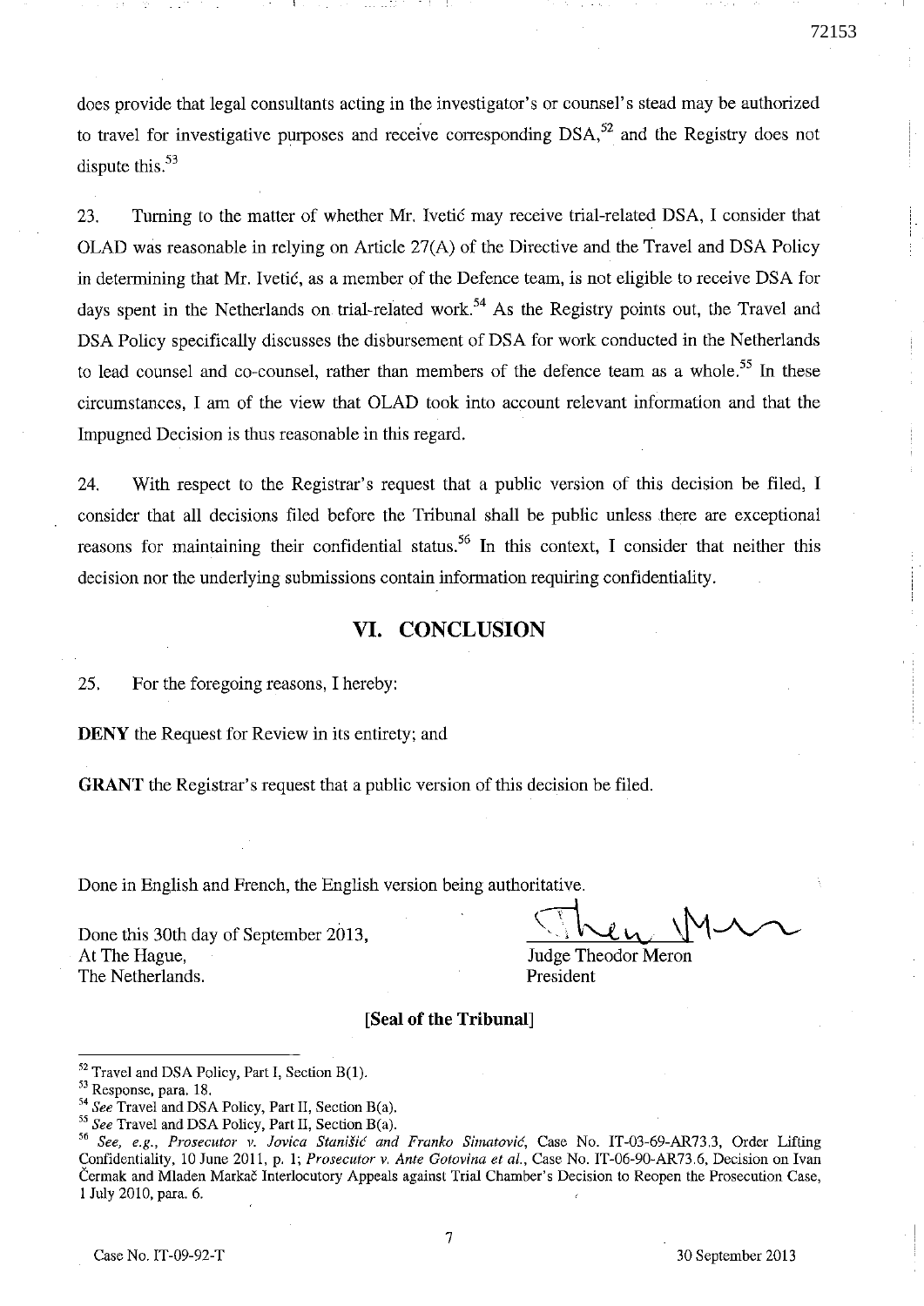does provide that legal consultants acting in the investigator's or counsel's stead may be authorized to travel for investigative purposes and receive corresponding DSA,[52] and the Registry does not dispute this.[53]

23. Turning to the matter of whether Mr. Ivetić may receive trial-related DSA, I consider that OLAD was reasonable in relying on Article 27(A) of the Directive and the Travel and DSA Policy in determining that Mr. Ivetić, as a member of the Defence team, is not eligible to receive DSA for days spent in the Netherlands on trial-related work.[54] As the Registry points out, the Travel and DSA Policy specifically discusses the disbursement of DSA for work conducted in the Netherlands to lead counsel and co-counsel, rather than members of the defence team as a whole.[55] In these circumstances, I am of the view that OLAD took into account relevant information and that the Impugned Decision is thus reasonable in this regard.

24. With respect to the Registrar's request that a public version of this decision be filed, I consider that all decisions filed before the Tribunal shall be public unless there are exceptional reasons for maintaining their confidential status.[56] In this context, I consider that neither this decision nor the underlying submissions contain information requiring confidentiality.

## VI. CONCLUSION

25. For the foregoing reasons, I hereby:

**DENY** the Request for Review in its entirety; and

**GRANT** the Registrar's request that a public version of this decision be filed.

Done in English and French, the English version being authoritative.

Done this 30th day of September 2013,
At The Hague,
The Netherlands.

Judge Theodor Meron
President

**[Seal of the Tribunal]**

---

[52] Travel and DSA Policy, Part I, Section B(1).

[53] Response, para. 18.

[54] *See* Travel and DSA Policy, Part II, Section B(a).

[55] *See* Travel and DSA Policy, Part II, Section B(a).

[56] *See, e.g., Prosecutor v. Jovica Stanišić and Franko Simatović*, Case No. IT-03-69-AR73.3, Order Lifting Confidentiality, 10 June 2011, p. 1; *Prosecutor v. Ante Gotovina et al.*, Case No. IT-06-90-AR73.6, Decision on Ivan Čermak and Mladen Markač Interlocutory Appeals against Trial Chamber's Decision to Reopen the Prosecution Case, 1 July 2010, para. 6.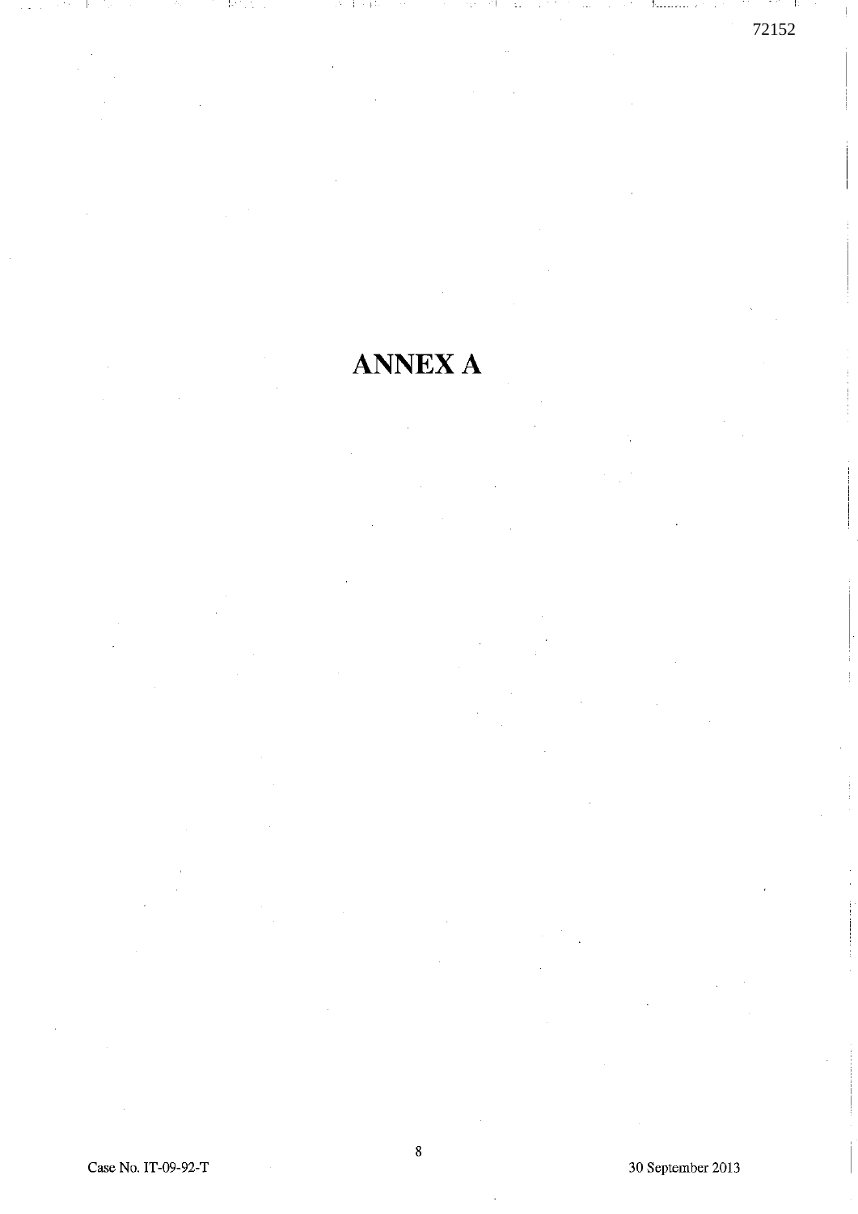# ANNEX A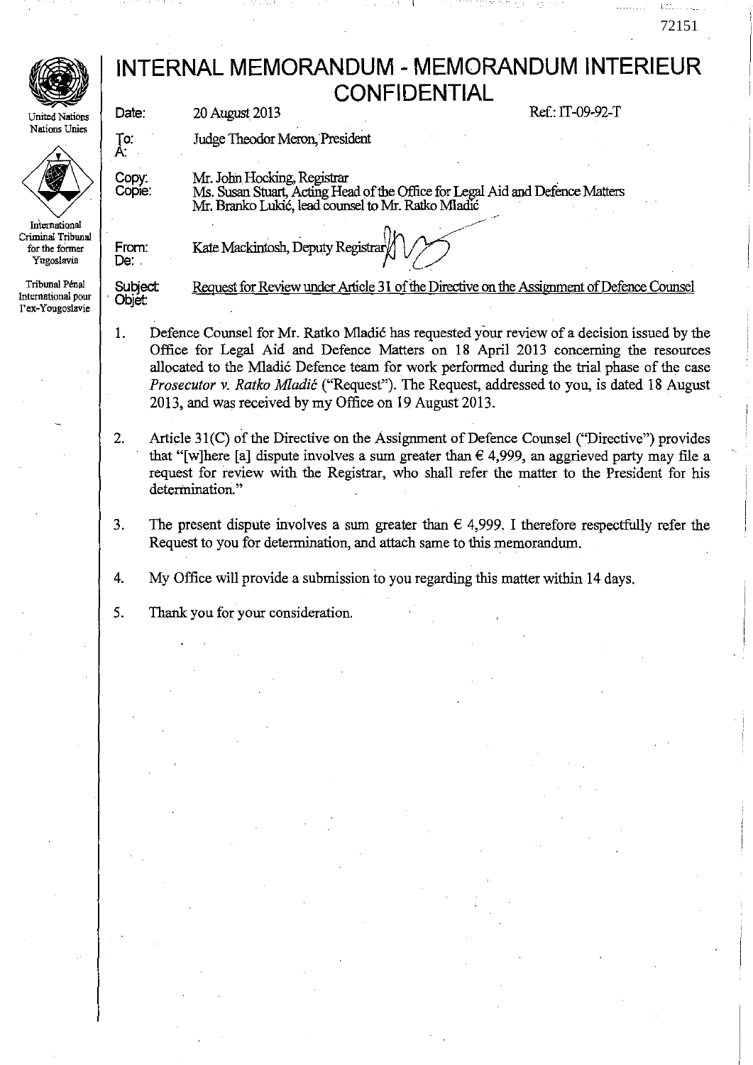# INTERNAL MEMORANDUM - MEMORANDUM INTERIEUR CONFIDENTIAL

United Nations
Nations Unies

International Criminal Tribunal for the former Yugoslavia

Tribunal Pénal International pour l'ex-Yougoslavie

| | | |
|---|---|---|
| Date: | 20 August 2013 | Ref.: IT-09-92-T |
| To: / A: | Judge Theodor Meron, President | |
| Copy: / Copie: | Mr. John Hocking, Registrar<br>Ms. Susan Stuart, Acting Head of the Office for Legal Aid and Defence Matters<br>Mr. Branko Lukić, lead counsel to Mr. Ratko Mladić | |
| From: / De: | Kate Mackintosh, Deputy Registrar | |
| Subject: / Objet: | Request for Review under Article 31 of the Directive on the Assignment of Defence Counsel | |

1. Defence Counsel for Mr. Ratko Mladić has requested your review of a decision issued by the Office for Legal Aid and Defence Matters on 18 April 2013 concerning the resources allocated to the Mladić Defence team for work performed during the trial phase of the case *Prosecutor v. Ratko Mladić* ("Request"). The Request, addressed to you, is dated 18 August 2013, and was received by my Office on 19 August 2013.

2. Article 31(C) of the Directive on the Assignment of Defence Counsel ("Directive") provides that "[w]here [a] dispute involves a sum greater than € 4,999, an aggrieved party may file a request for review with the Registrar, who shall refer the matter to the President for his determination."

3. The present dispute involves a sum greater than € 4,999. I therefore respectfully refer the Request to you for determination, and attach same to this memorandum.

4. My Office will provide a submission to you regarding this matter within 14 days.

5. Thank you for your consideration.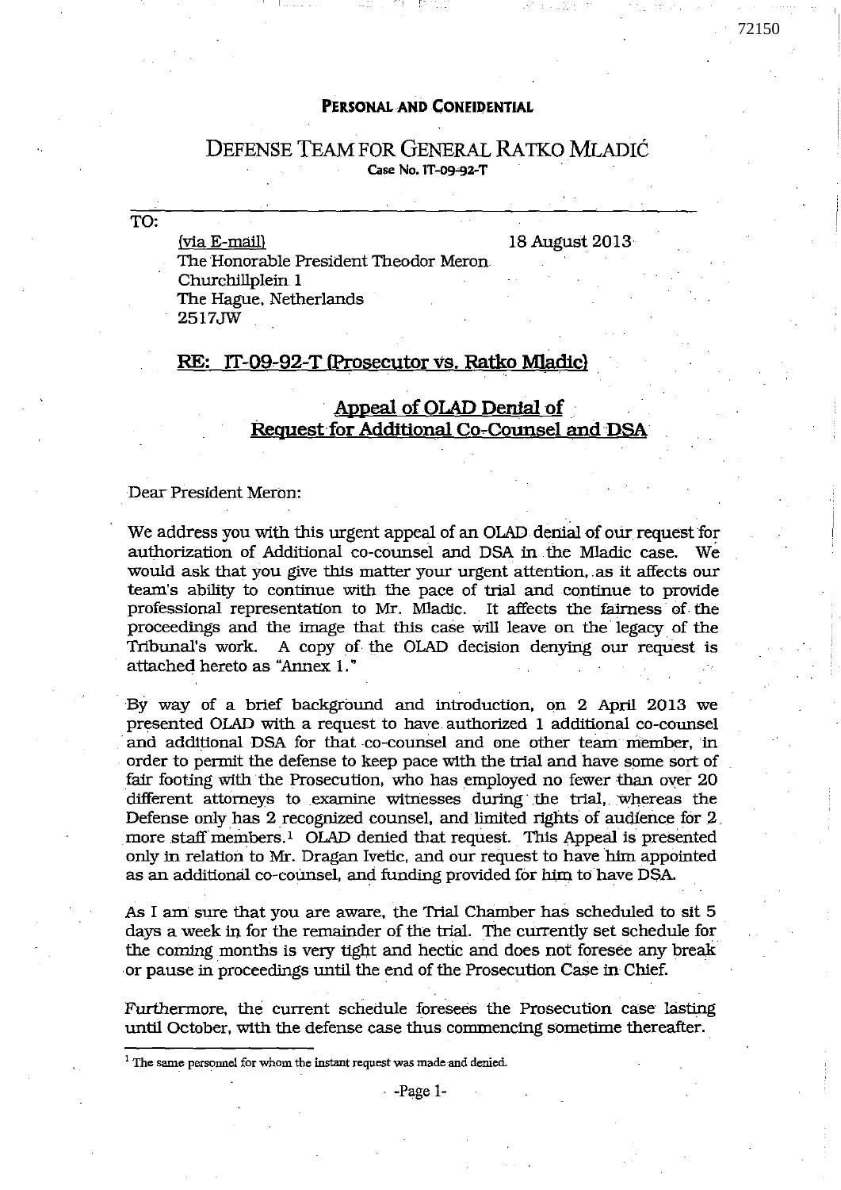**PERSONAL AND CONFIDENTIAL**

# DEFENSE TEAM FOR GENERAL RATKO MLADIĆ

Case No. IT-09-92-T

TO:

(via E-mail) 18 August 2013

The Honorable President Theodor Meron
Churchillplein 1
The Hague, Netherlands
2517JW

## RE: IT-09-92-T (Prosecutor vs. Ratko Mladic)

## Appeal of OLAD Denial of Request for Additional Co-Counsel and DSA

Dear President Meron:

We address you with this urgent appeal of an OLAD denial of our request for authorization of Additional co-counsel and DSA in the Mladic case. We would ask that you give this matter your urgent attention, as it affects our team's ability to continue with the pace of trial and continue to provide professional representation to Mr. Mladic. It affects the fairness of the proceedings and the image that this case will leave on the legacy of the Tribunal's work. A copy of the OLAD decision denying our request is attached hereto as "Annex 1."

By way of a brief background and introduction, on 2 April 2013 we presented OLAD with a request to have authorized 1 additional co-counsel and additional DSA for that co-counsel and one other team member, in order to permit the defense to keep pace with the trial and have some sort of fair footing with the Prosecution, who has employed no fewer than over 20 different attorneys to examine witnesses during the trial, whereas the Defense only has 2 recognized counsel, and limited rights of audience for 2 more staff members.[1] OLAD denied that request. This Appeal is presented only in relation to Mr. Dragan Ivetic, and our request to have him appointed as an additional co-counsel, and funding provided for him to have DSA.

As I am sure that you are aware, the Trial Chamber has scheduled to sit 5 days a week in for the remainder of the trial. The currently set schedule for the coming months is very tight and hectic and does not foresee any break or pause in proceedings until the end of the Prosecution Case in Chief.

Furthermore, the current schedule foresees the Prosecution case lasting until October, with the defense case thus commencing sometime thereafter.

[1] The same personnel for whom the instant request was made and denied.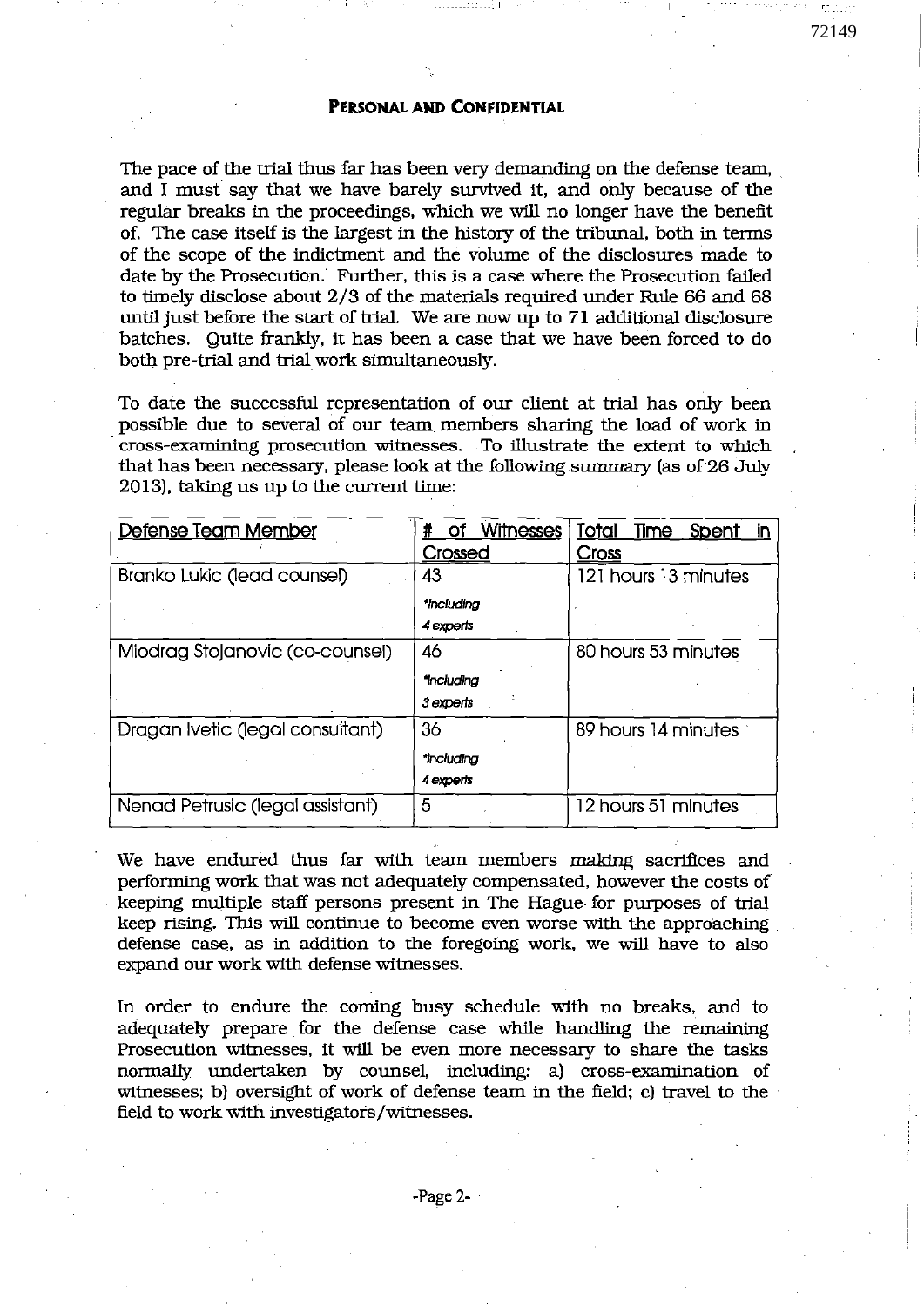**PERSONAL AND CONFIDENTIAL**

The pace of the trial thus far has been very demanding on the defense team, and I must say that we have barely survived it, and only because of the regular breaks in the proceedings, which we will no longer have the benefit of. The case itself is the largest in the history of the tribunal, both in terms of the scope of the indictment and the volume of the disclosures made to date by the Prosecution. Further, this is a case where the Prosecution failed to timely disclose about 2/3 of the materials required under Rule 66 and 68 until just before the start of trial. We are now up to 71 additional disclosure batches. Quite frankly, it has been a case that we have been forced to do both pre-trial and trial work simultaneously.

To date the successful representation of our client at trial has only been possible due to several of our team members sharing the load of work in cross-examining prosecution witnesses. To illustrate the extent to which that has been necessary, please look at the following summary (as of 26 July 2013), taking us up to the current time:

| Defense Team Member | # of Witnesses Crossed | Total Time Spent in Cross |
|---|---|---|
| Branko Lukic (lead counsel) | 43 *including 4 experts | 121 hours 13 minutes |
| Miodrag Stojanovic (co-counsel) | 46 *including 3 experts | 80 hours 53 minutes |
| Dragan Ivetic (legal consultant) | 36 *including 4 experts | 89 hours 14 minutes |
| Nenad Petrusic (legal assistant) | 5 | 12 hours 51 minutes |

We have endured thus far with team members making sacrifices and performing work that was not adequately compensated, however the costs of keeping multiple staff persons present in The Hague for purposes of trial keep rising. This will continue to become even worse with the approaching defense case, as in addition to the foregoing work, we will have to also expand our work with defense witnesses.

In order to endure the coming busy schedule with no breaks, and to adequately prepare for the defense case while handling the remaining Prosecution witnesses, it will be even more necessary to share the tasks normally undertaken by counsel, including: a) cross-examination of witnesses; b) oversight of work of defense team in the field; c) travel to the field to work with investigators/witnesses.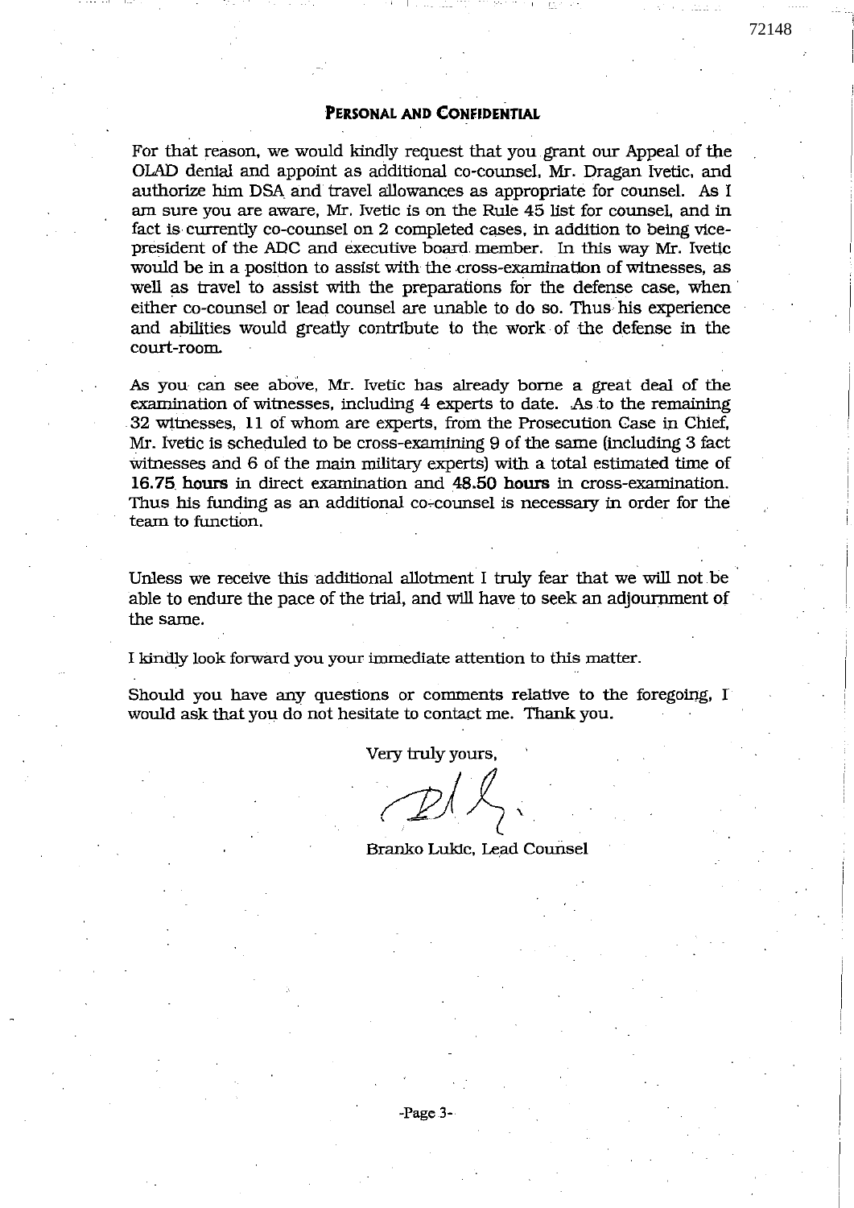**PERSONAL AND CONFIDENTIAL**

For that reason, we would kindly request that you grant our Appeal of the OLAD denial and appoint as additional co-counsel, Mr. Dragan Ivetic, and authorize him DSA and travel allowances as appropriate for counsel. As I am sure you are aware, Mr. Ivetic is on the Rule 45 list for counsel, and in fact is currently co-counsel on 2 completed cases, in addition to being vice-president of the ADC and executive board member. In this way Mr. Ivetic would be in a position to assist with the cross-examination of witnesses, as well as travel to assist with the preparations for the defense case, when either co-counsel or lead counsel are unable to do so. Thus his experience and abilities would greatly contribute to the work of the defense in the court-room.

As you can see above, Mr. Ivetic has already borne a great deal of the examination of witnesses, including 4 experts to date. As to the remaining 32 witnesses, 11 of whom are experts, from the Prosecution Case in Chief, Mr. Ivetic is scheduled to be cross-examining 9 of the same (including 3 fact witnesses and 6 of the main military experts) with a total estimated time of **16.75 hours** in direct examination and **48.50 hours** in cross-examination. Thus his funding as an additional co-counsel is necessary in order for the team to function.

Unless we receive this additional allotment I truly fear that we will not be able to endure the pace of the trial, and will have to seek an adjournment of the same.

I kindly look forward you your immediate attention to this matter.

Should you have any questions or comments relative to the foregoing, I would ask that you do not hesitate to contact me. Thank you.

Very truly yours,

Branko Lukic, Lead Counsel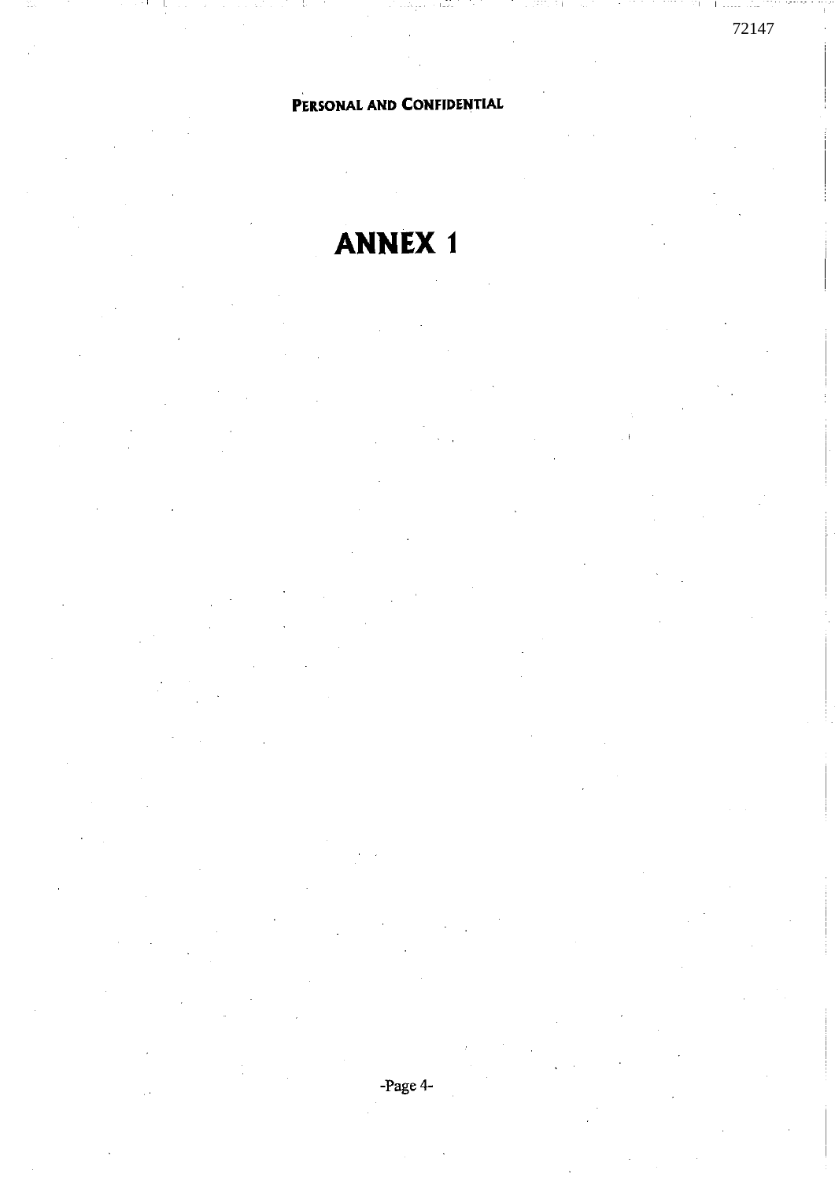**PERSONAL AND CONFIDENTIAL**

# ANNEX 1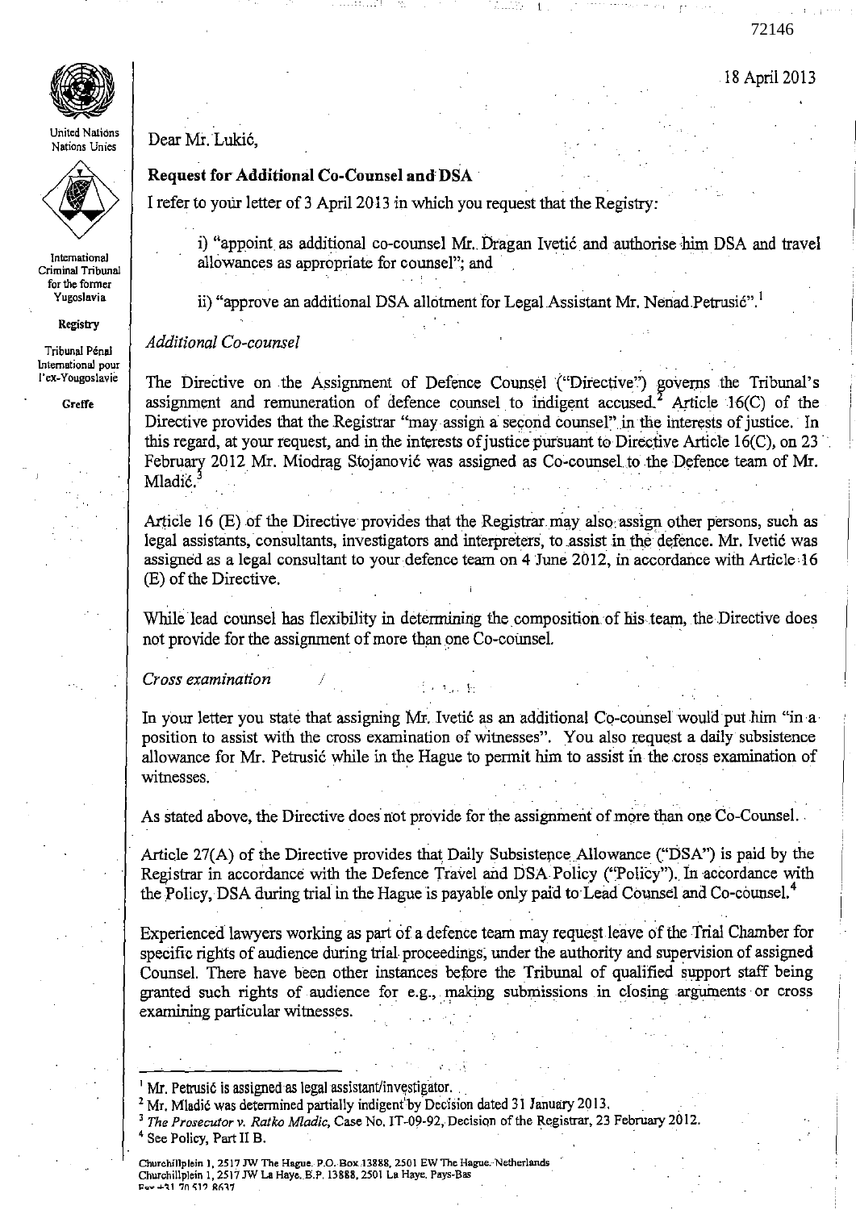72146

18 April 2013

United Nations
Nations Unies

International Criminal Tribunal for the former Yugoslavia

Registry

Tribunal Pénal International pour l'ex-Yougoslavie

Greffe

Dear Mr. Lukić,

**Request for Additional Co-Counsel and DSA**

I refer to your letter of 3 April 2013 in which you request that the Registry:

> i) "appoint as additional co-counsel Mr. Dragan Ivetić and authorise him DSA and travel allowances as appropriate for counsel"; and
>
> ii) "approve an additional DSA allotment for Legal Assistant Mr. Nenad Petrušić".[1]

*Additional Co-counsel*

The Directive on the Assignment of Defence Counsel ("Directive") governs the Tribunal's assignment and remuneration of defence counsel to indigent accused.[2] Article 16(C) of the Directive provides that the Registrar "may assign a second counsel" in the interests of justice. In this regard, at your request, and in the interests of justice pursuant to Directive Article 16(C), on 23 February 2012 Mr. Miodrag Stojanović was assigned as Co-counsel to the Defence team of Mr. Mladić.[3]

Article 16 (E) of the Directive provides that the Registrar may also assign other persons, such as legal assistants, consultants, investigators and interpreters, to assist in the defence. Mr. Ivetić was assigned as a legal consultant to your defence team on 4 June 2012, in accordance with Article 16 (E) of the Directive.

While lead counsel has flexibility in determining the composition of his team, the Directive does not provide for the assignment of more than one Co-counsel.

*Cross examination*

In your letter you state that assigning Mr. Ivetić as an additional Co-counsel would put him "in a position to assist with the cross examination of witnesses". You also request a daily subsistence allowance for Mr. Petrušić while in the Hague to permit him to assist in the cross examination of witnesses.

As stated above, the Directive does not provide for the assignment of more than one Co-Counsel.

Article 27(A) of the Directive provides that Daily Subsistence Allowance ("DSA") is paid by the Registrar in accordance with the Defence Travel and DSA Policy ("Policy"). In accordance with the Policy, DSA during trial in the Hague is payable only paid to Lead Counsel and Co-counsel.[4]

Experienced lawyers working as part of a defence team may request leave of the Trial Chamber for specific rights of audience during trial proceedings, under the authority and supervision of assigned Counsel. There have been other instances before the Tribunal of qualified support staff being granted such rights of audience for e.g., making submissions in closing arguments or cross examining particular witnesses.

---

[1] Mr. Petrušić is assigned as legal assistant/investigator.

[2] Mr. Mladić was determined partially indigent by Decision dated 31 January 2013.

[3] *The Prosecutor v. Ratko Mladic*, Case No. IT-09-92, Decision of the Registrar, 23 February 2012.

[4] See Policy, Part II B.

Churchillplein 1, 2517 JW The Hague. P.O. Box 13888, 2501 EW The Hague. Netherlands
Churchillplein 1, 2517 JW La Haye. B.P. 13888, 2501 La Haye. Pays-Bas
Fax +31 70 512 8637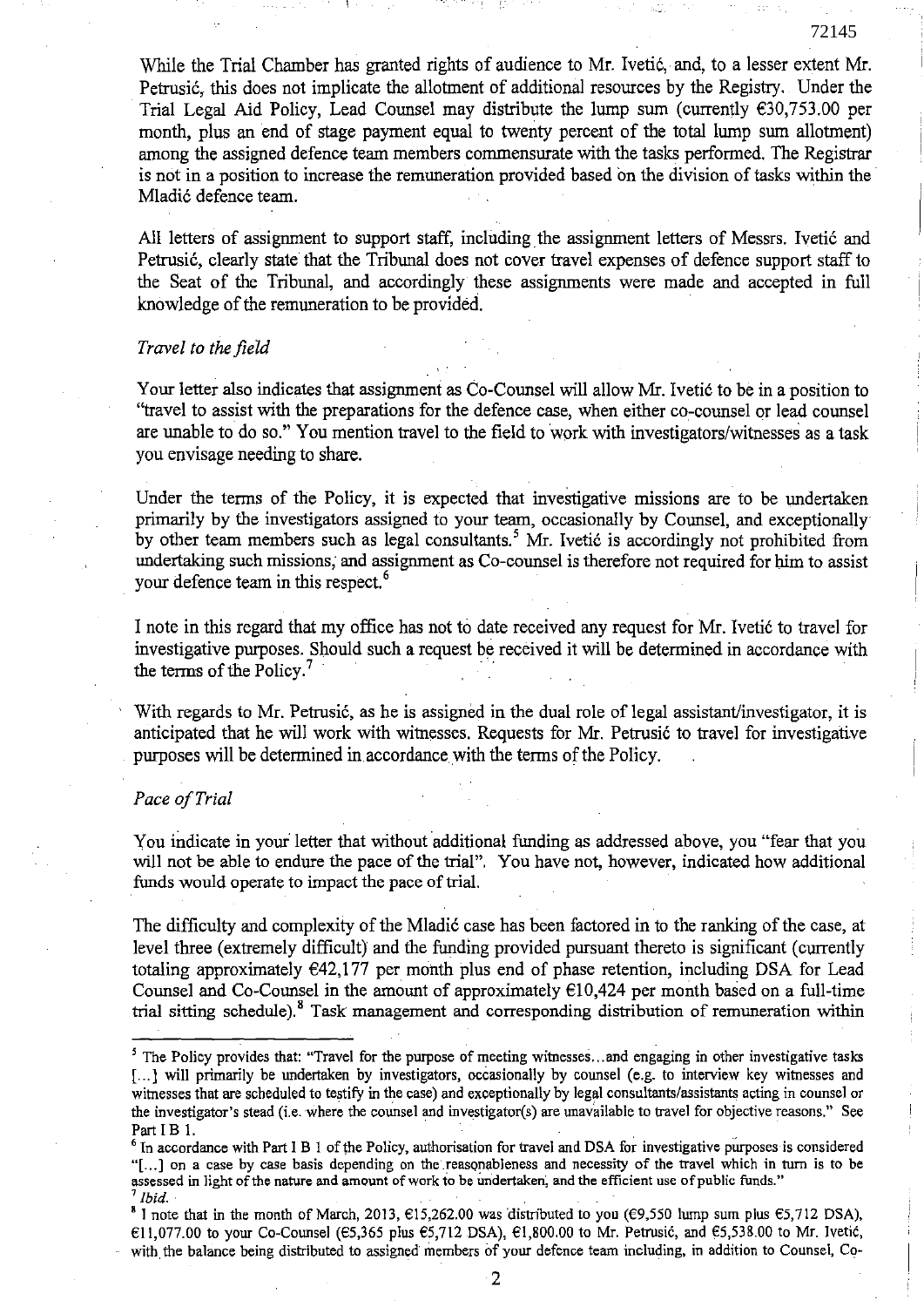While the Trial Chamber has granted rights of audience to Mr. Ivetić, and, to a lesser extent Mr. Petrusić, this does not implicate the allotment of additional resources by the Registry. Under the Trial Legal Aid Policy, Lead Counsel may distribute the lump sum (currently €30,753.00 per month, plus an end of stage payment equal to twenty percent of the total lump sum allotment) among the assigned defence team members commensurate with the tasks performed. The Registrar is not in a position to increase the remuneration provided based on the division of tasks within the Mladić defence team.

All letters of assignment to support staff, including the assignment letters of Messrs. Ivetić and Petrusić, clearly state that the Tribunal does not cover travel expenses of defence support staff to the Seat of the Tribunal, and accordingly these assignments were made and accepted in full knowledge of the remuneration to be provided.

*Travel to the field*

Your letter also indicates that assignment as Co-Counsel will allow Mr. Ivetić to be in a position to "travel to assist with the preparations for the defence case, when either co-counsel or lead counsel are unable to do so." You mention travel to the field to work with investigators/witnesses as a task you envisage needing to share.

Under the terms of the Policy, it is expected that investigative missions are to be undertaken primarily by the investigators assigned to your team, occasionally by Counsel, and exceptionally by other team members such as legal consultants.[5] Mr. Ivetić is accordingly not prohibited from undertaking such missions, and assignment as Co-counsel is therefore not required for him to assist your defence team in this respect.[6]

I note in this regard that my office has not to date received any request for Mr. Ivetić to travel for investigative purposes. Should such a request be received it will be determined in accordance with the terms of the Policy.[7]

With regards to Mr. Petrusić, as he is assigned in the dual role of legal assistant/investigator, it is anticipated that he will work with witnesses. Requests for Mr. Petrusić to travel for investigative purposes will be determined in accordance with the terms of the Policy.

*Pace of Trial*

You indicate in your letter that without additional funding as addressed above, you "fear that you will not be able to endure the pace of the trial". You have not, however, indicated how additional funds would operate to impact the pace of trial.

The difficulty and complexity of the Mladić case has been factored in to the ranking of the case, at level three (extremely difficult) and the funding provided pursuant thereto is significant (currently totaling approximately €42,177 per month plus end of phase retention, including DSA for Lead Counsel and Co-Counsel in the amount of approximately €10,424 per month based on a full-time trial sitting schedule).[8] Task management and corresponding distribution of remuneration within

---

[5] The Policy provides that: "Travel for the purpose of meeting witnesses...and engaging in other investigative tasks [...] will primarily be undertaken by investigators, occasionally by counsel (e.g. to interview key witnesses and witnesses that are scheduled to testify in the case) and exceptionally by legal consultants/assistants acting in counsel or the investigator's stead (i.e. where the counsel and investigator(s) are unavailable to travel for objective reasons." See Part I B 1.

[6] In accordance with Part I B 1 of the Policy, authorisation for travel and DSA for investigative purposes is considered "[...] on a case by case basis depending on the reasonableness and necessity of the travel which in turn is to be assessed in light of the nature and amount of work to be undertaken, and the efficient use of public funds."

[7] *Ibid.*

[8] I note that in the month of March, 2013, €15,262.00 was distributed to you (€9,550 lump sum plus €5,712 DSA), €11,077.00 to your Co-Counsel (€5,365 plus €5,712 DSA), €1,800.00 to Mr. Petrusić, and €5,538.00 to Mr. Ivetić, with the balance being distributed to assigned members of your defence team including, in addition to Counsel, Co-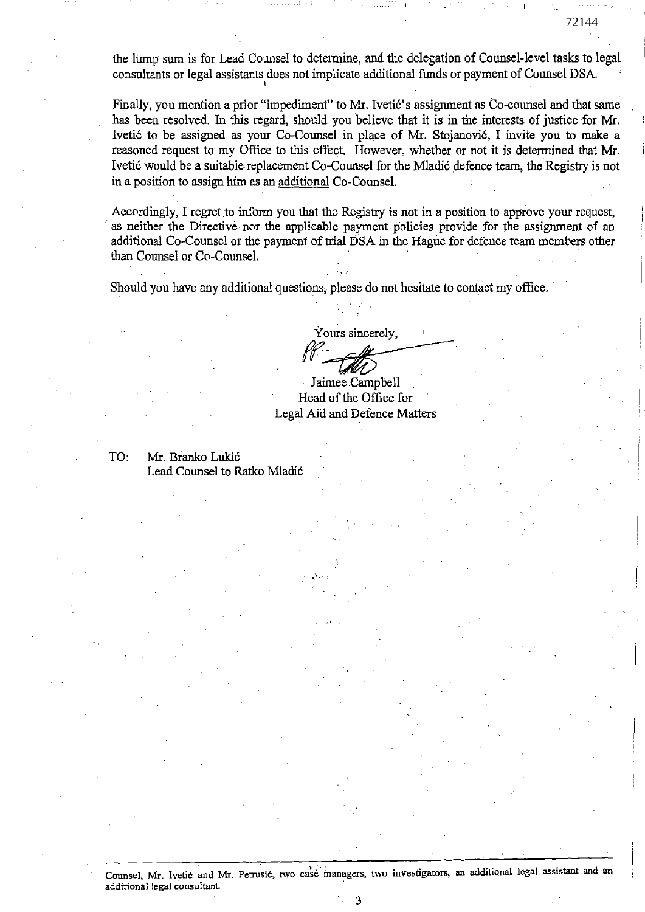the lump sum is for Lead Counsel to determine, and the delegation of Counsel-level tasks to legal consultants or legal assistants does not implicate additional funds or payment of Counsel DSA.

Finally, you mention a prior "impediment" to Mr. Ivetić's assignment as Co-counsel and that same has been resolved. In this regard, should you believe that it is in the interests of justice for Mr. Ivetić to be assigned as your Co-Counsel in place of Mr. Stojanović, I invite you to make a reasoned request to my Office to this effect. However, whether or not it is determined that Mr. Ivetić would be a suitable replacement Co-Counsel for the Mladić defence team, the Registry is not in a position to assign him as an additional Co-Counsel.

Accordingly, I regret to inform you that the Registry is not in a position to approve your request, as neither the Directive nor the applicable payment policies provide for the assignment of an additional Co-Counsel or the payment of trial DSA in the Hague for defence team members other than Counsel or Co-Counsel.

Should you have any additional questions, please do not hesitate to contact my office.

Yours sincerely,

Jaimee Campbell
Head of the Office for
Legal Aid and Defence Matters

TO: Mr. Branko Lukić
Lead Counsel to Ratko Mladić

---

Counsel, Mr. Ivetić and Mr. Petrusić, two case managers, two investigators, an additional legal assistant and an additional legal consultant.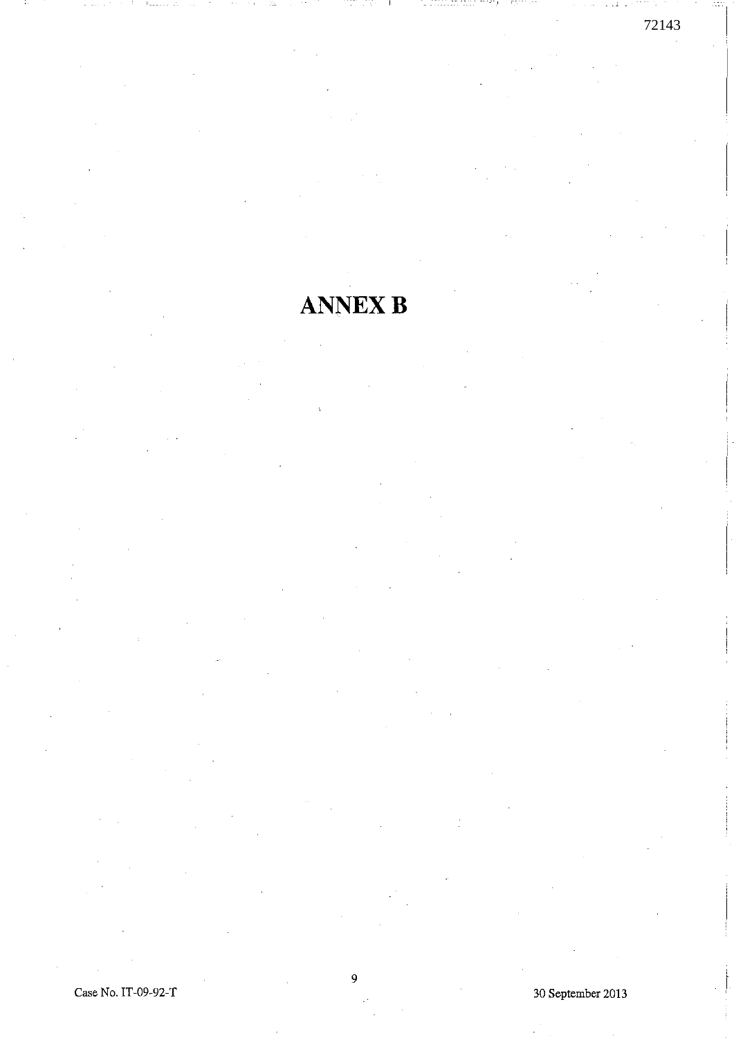# ANNEX B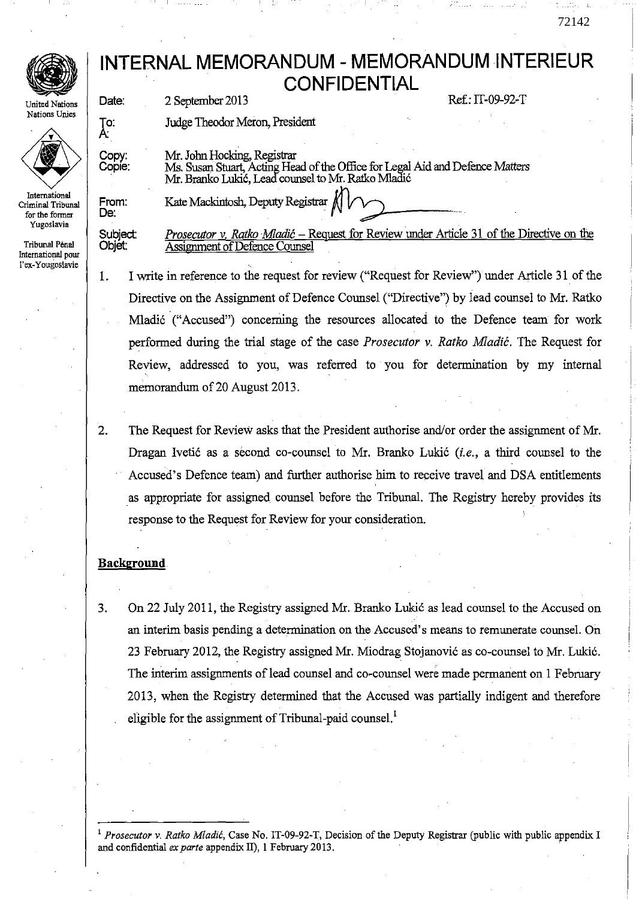# INTERNAL MEMORANDUM - MEMORANDUM INTERIEUR

## CONFIDENTIAL

United Nations
Nations Unies

International Criminal Tribunal for the former Yugoslavia

Tribunal Pénal International pour l'ex-Yougoslavie

| | | |
|---|---|---|
| Date: | 2 September 2013 | Ref.: IT-09-92-T |
| To: À: | Judge Theodor Meron, President | |
| Copy: Copie: | Mr. John Hocking, Registrar<br>Ms. Susan Stuart, Acting Head of the Office for Legal Aid and Defence Matters<br>Mr. Branko Lukić, Lead counsel to Mr. Ratko Mladić | |
| From: De: | Kate Mackintosh, Deputy Registrar | |
| Subject: Objet: | *Prosecutor v. Ratko Mladić* – Request for Review under Article 31 of the Directive on the Assignment of Defence Counsel | |

1. I write in reference to the request for review ("Request for Review") under Article 31 of the Directive on the Assignment of Defence Counsel ("Directive") by lead counsel to Mr. Ratko Mladić ("Accused") concerning the resources allocated to the Defence team for work performed during the trial stage of the case *Prosecutor v. Ratko Mladić*. The Request for Review, addressed to you, was referred to you for determination by my internal memorandum of 20 August 2013.

2. The Request for Review asks that the President authorise and/or order the assignment of Mr. Dragan Ivetić as a second co-counsel to Mr. Branko Lukić (*i.e.*, a third counsel to the Accused's Defence team) and further authorise him to receive travel and DSA entitlements as appropriate for assigned counsel before the Tribunal. The Registry hereby provides its response to the Request for Review for your consideration.

**Background**

3. On 22 July 2011, the Registry assigned Mr. Branko Lukić as lead counsel to the Accused on an interim basis pending a determination on the Accused's means to remunerate counsel. On 23 February 2012, the Registry assigned Mr. Miodrag Stojanović as co-counsel to Mr. Lukić. The interim assignments of lead counsel and co-counsel were made permanent on 1 February 2013, when the Registry determined that the Accused was partially indigent and therefore eligible for the assignment of Tribunal-paid counsel.[1]

---

[1] *Prosecutor v. Ratko Mladić*, Case No. IT-09-92-T, Decision of the Deputy Registrar (public with public appendix I and confidential *ex parte* appendix II), 1 February 2013.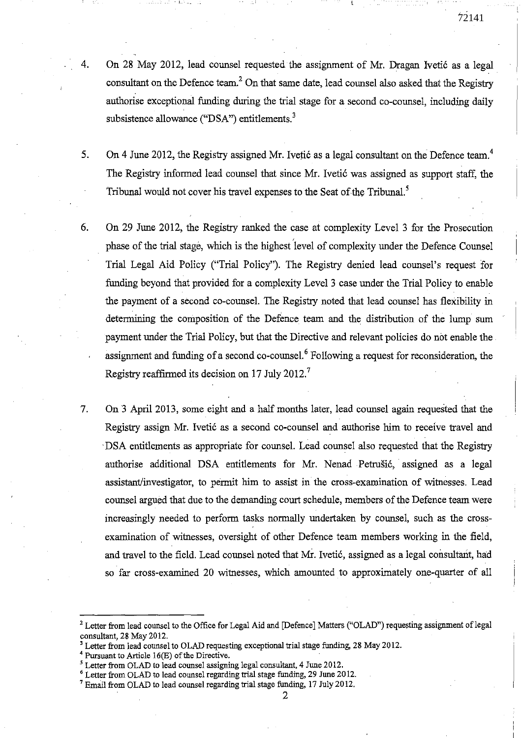4. On 28 May 2012, lead counsel requested the assignment of Mr. Dragan Ivetić as a legal consultant on the Defence team.[2] On that same date, lead counsel also asked that the Registry authorise exceptional funding during the trial stage for a second co-counsel, including daily subsistence allowance ("DSA") entitlements.[3]

5. On 4 June 2012, the Registry assigned Mr. Ivetić as a legal consultant on the Defence team.[4] The Registry informed lead counsel that since Mr. Ivetić was assigned as support staff, the Tribunal would not cover his travel expenses to the Seat of the Tribunal.[5]

6. On 29 June 2012, the Registry ranked the case at complexity Level 3 for the Prosecution phase of the trial stage, which is the highest level of complexity under the Defence Counsel Trial Legal Aid Policy ("Trial Policy"). The Registry denied lead counsel's request for funding beyond that provided for a complexity Level 3 case under the Trial Policy to enable the payment of a second co-counsel. The Registry noted that lead counsel has flexibility in determining the composition of the Defence team and the distribution of the lump sum payment under the Trial Policy, but that the Directive and relevant policies do not enable the assignment and funding of a second co-counsel.[6] Following a request for reconsideration, the Registry reaffirmed its decision on 17 July 2012.[7]

7. On 3 April 2013, some eight and a half months later, lead counsel again requested that the Registry assign Mr. Ivetić as a second co-counsel and authorise him to receive travel and DSA entitlements as appropriate for counsel. Lead counsel also requested that the Registry authorise additional DSA entitlements for Mr. Nenad Petrušić, assigned as a legal assistant/investigator, to permit him to assist in the cross-examination of witnesses. Lead counsel argued that due to the demanding court schedule, members of the Defence team were increasingly needed to perform tasks normally undertaken by counsel, such as the cross-examination of witnesses, oversight of other Defence team members working in the field, and travel to the field. Lead counsel noted that Mr. Ivetić, assigned as a legal consultant, had so far cross-examined 20 witnesses, which amounted to approximately one-quarter of all

---

[2] Letter from lead counsel to the Office for Legal Aid and [Defence] Matters ("OLAD") requesting assignment of legal consultant, 28 May 2012.

[3] Letter from lead counsel to OLAD requesting exceptional trial stage funding, 28 May 2012.

[4] Pursuant to Article 16(E) of the Directive.

[5] Letter from OLAD to lead counsel assigning legal consultant, 4 June 2012.

[6] Letter from OLAD to lead counsel regarding trial stage funding, 29 June 2012.

[7] Email from OLAD to lead counsel regarding trial stage funding, 17 July 2012.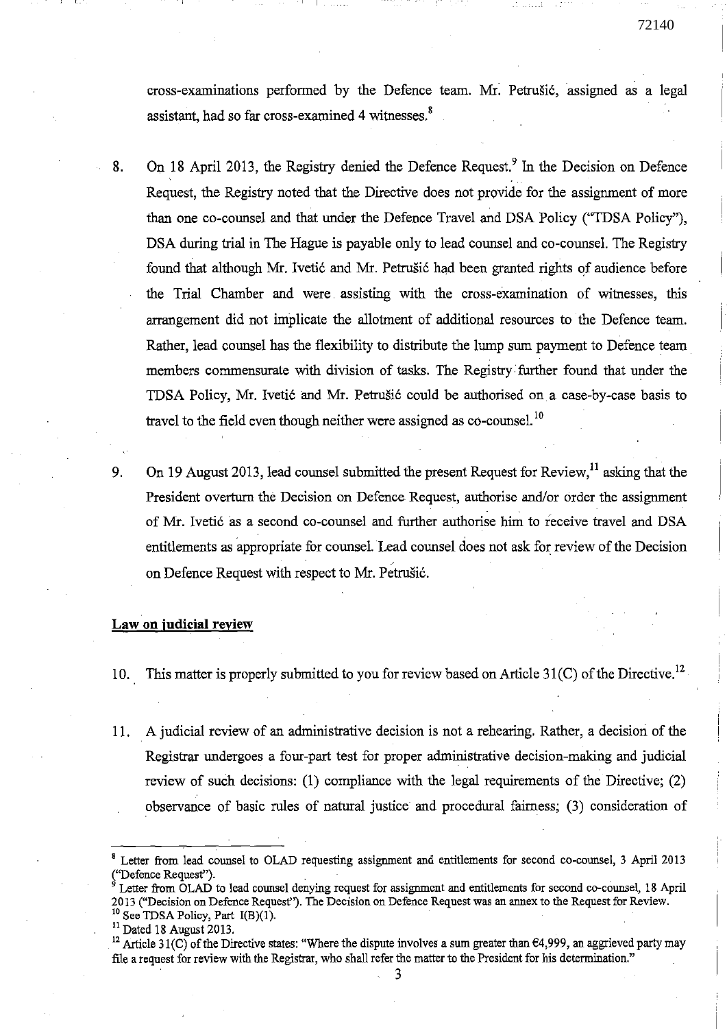cross-examinations performed by the Defence team. Mr. Petrušić, assigned as a legal assistant, had so far cross-examined 4 witnesses.[8]

8. On 18 April 2013, the Registry denied the Defence Request.[9] In the Decision on Defence Request, the Registry noted that the Directive does not provide for the assignment of more than one co-counsel and that under the Defence Travel and DSA Policy ("TDSA Policy"), DSA during trial in The Hague is payable only to lead counsel and co-counsel. The Registry found that although Mr. Ivetić and Mr. Petrušić had been granted rights of audience before the Trial Chamber and were assisting with the cross-examination of witnesses, this arrangement did not implicate the allotment of additional resources to the Defence team. Rather, lead counsel has the flexibility to distribute the lump sum payment to Defence team members commensurate with division of tasks. The Registry further found that under the TDSA Policy, Mr. Ivetić and Mr. Petrušić could be authorised on a case-by-case basis to travel to the field even though neither were assigned as co-counsel.[10]

9. On 19 August 2013, lead counsel submitted the present Request for Review,[11] asking that the President overturn the Decision on Defence Request, authorise and/or order the assignment of Mr. Ivetić as a second co-counsel and further authorise him to receive travel and DSA entitlements as appropriate for counsel. Lead counsel does not ask for review of the Decision on Defence Request with respect to Mr. Petrušić.

**Law on judicial review**

10. This matter is properly submitted to you for review based on Article 31(C) of the Directive.[12]

11. A judicial review of an administrative decision is not a rehearing. Rather, a decision of the Registrar undergoes a four-part test for proper administrative decision-making and judicial review of such decisions: (1) compliance with the legal requirements of the Directive; (2) observance of basic rules of natural justice and procedural fairness; (3) consideration of

---

[8] Letter from lead counsel to OLAD requesting assignment and entitlements for second co-counsel, 3 April 2013 ("Defence Request").

[9] Letter from OLAD to lead counsel denying request for assignment and entitlements for second co-counsel, 18 April 2013 ("Decision on Defence Request"). The Decision on Defence Request was an annex to the Request for Review.

[10] See TDSA Policy, Part I(B)(1).

[11] Dated 18 August 2013.

[12] Article 31(C) of the Directive states: "Where the dispute involves a sum greater than €4,999, an aggrieved party may file a request for review with the Registrar, who shall refer the matter to the President for his determination."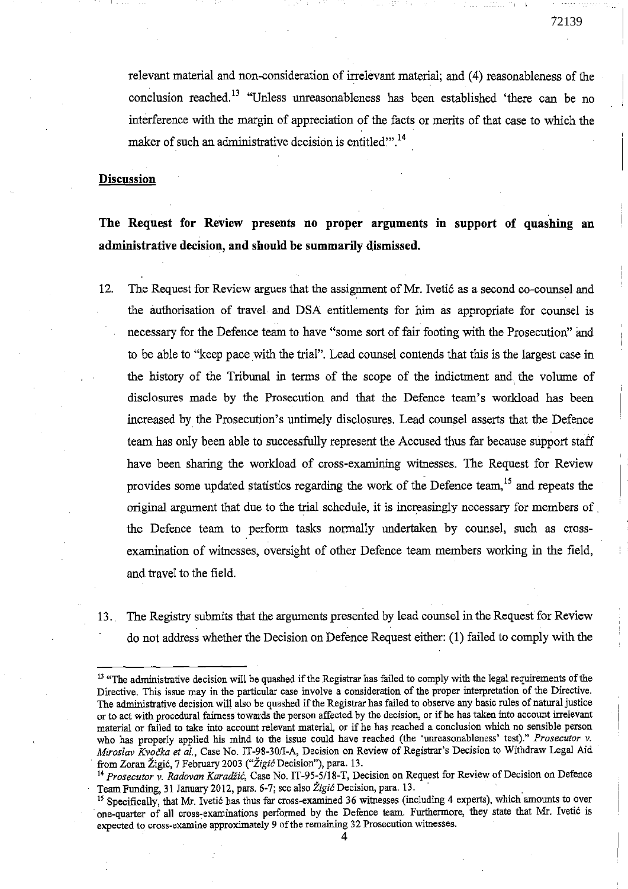relevant material and non-consideration of irrelevant material; and (4) reasonableness of the conclusion reached.[13] "Unless unreasonableness has been established 'there can be no interference with the margin of appreciation of the facts or merits of that case to which the maker of such an administrative decision is entitled'".[14]

**Discussion**

**The Request for Review presents no proper arguments in support of quashing an administrative decision, and should be summarily dismissed.**

12. The Request for Review argues that the assignment of Mr. Ivetić as a second co-counsel and the authorisation of travel and DSA entitlements for him as appropriate for counsel is necessary for the Defence team to have "some sort of fair footing with the Prosecution" and to be able to "keep pace with the trial". Lead counsel contends that this is the largest case in the history of the Tribunal in terms of the scope of the indictment and the volume of disclosures made by the Prosecution and that the Defence team's workload has been increased by the Prosecution's untimely disclosures. Lead counsel asserts that the Defence team has only been able to successfully represent the Accused thus far because support staff have been sharing the workload of cross-examining witnesses. The Request for Review provides some updated statistics regarding the work of the Defence team,[15] and repeats the original argument that due to the trial schedule, it is increasingly necessary for members of the Defence team to perform tasks normally undertaken by counsel, such as cross-examination of witnesses, oversight of other Defence team members working in the field, and travel to the field.

13. The Registry submits that the arguments presented by lead counsel in the Request for Review do not address whether the Decision on Defence Request either: (1) failed to comply with the

---

[13] "The administrative decision will be quashed if the Registrar has failed to comply with the legal requirements of the Directive. This issue may in the particular case involve a consideration of the proper interpretation of the Directive. The administrative decision will also be quashed if the Registrar has failed to observe any basic rules of natural justice or to act with procedural fairness towards the person affected by the decision, or if he has taken into account irrelevant material or failed to take into account relevant material, or if he has reached a conclusion which no sensible person who has properly applied his mind to the issue could have reached (the 'unreasonableness' test)." *Prosecutor v. Miroslav Kvočka et al.*, Case No. IT-98-30/1-A, Decision on Review of Registrar's Decision to Withdraw Legal Aid from Zoran Žigić, 7 February 2003 ("*Žigić* Decision"), para. 13.

[14] *Prosecutor v. Radovan Karadžić*, Case No. IT-95-5/18-T, Decision on Request for Review of Decision on Defence Team Funding, 31 January 2012, pars. 6-7; see also *Žigić* Decision, para. 13.

[15] Specifically, that Mr. Ivetić has thus far cross-examined 36 witnesses (including 4 experts), which amounts to over one-quarter of all cross-examinations performed by the Defence team. Furthermore, they state that Mr. Ivetić is expected to cross-examine approximately 9 of the remaining 32 Prosecution witnesses.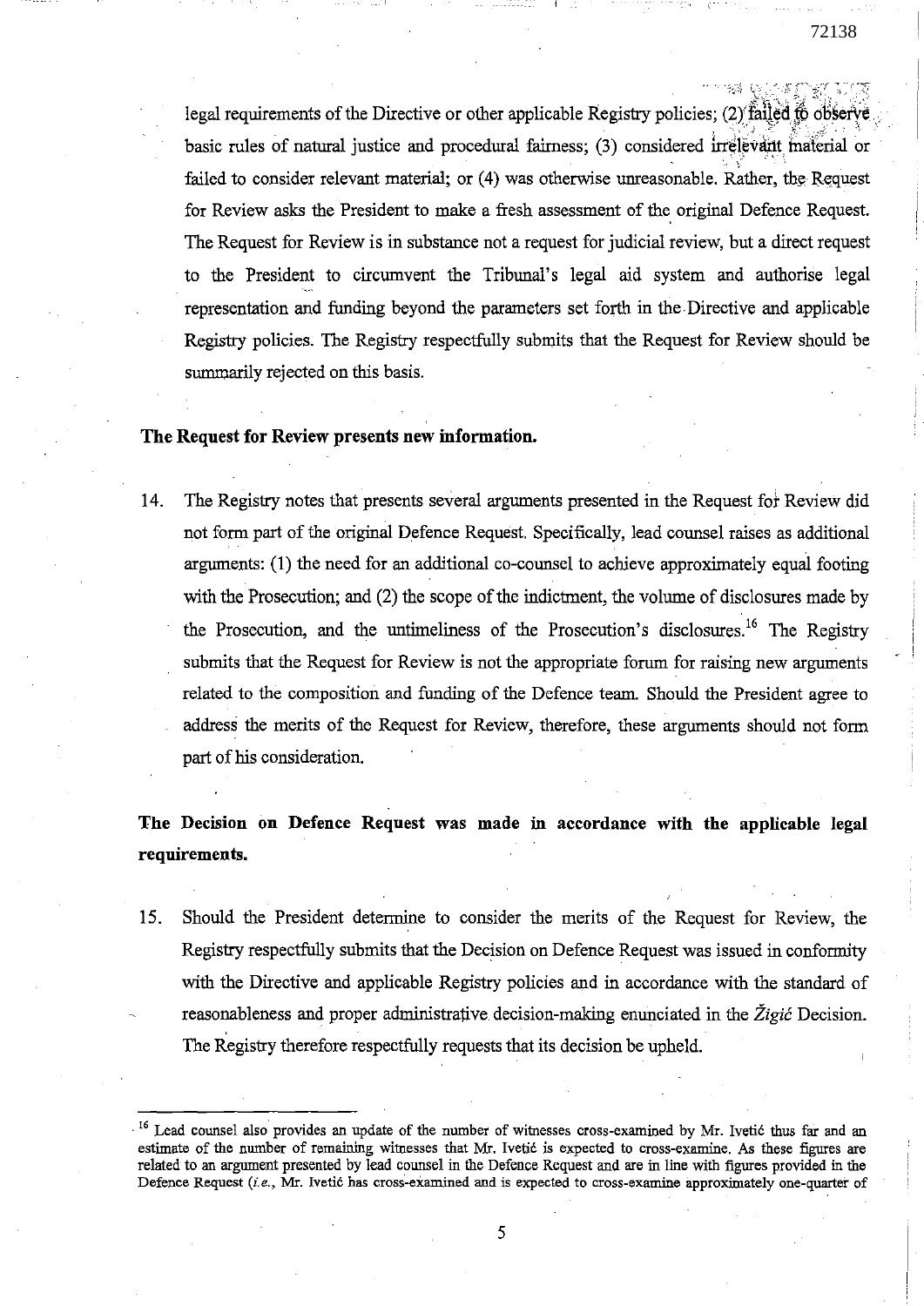legal requirements of the Directive or other applicable Registry policies; (2) failed to observe basic rules of natural justice and procedural fairness; (3) considered irrelevant material or failed to consider relevant material; or (4) was otherwise unreasonable. Rather, the Request for Review asks the President to make a fresh assessment of the original Defence Request. The Request for Review is in substance not a request for judicial review, but a direct request to the President to circumvent the Tribunal's legal aid system and authorise legal representation and funding beyond the parameters set forth in the Directive and applicable Registry policies. The Registry respectfully submits that the Request for Review should be summarily rejected on this basis.

**The Request for Review presents new information.**

14. The Registry notes that presents several arguments presented in the Request for Review did not form part of the original Defence Request. Specifically, lead counsel raises as additional arguments: (1) the need for an additional co-counsel to achieve approximately equal footing with the Prosecution; and (2) the scope of the indictment, the volume of disclosures made by the Prosecution, and the untimeliness of the Prosecution's disclosures.[16] The Registry submits that the Request for Review is not the appropriate forum for raising new arguments related to the composition and funding of the Defence team. Should the President agree to address the merits of the Request for Review, therefore, these arguments should not form part of his consideration.

**The Decision on Defence Request was made in accordance with the applicable legal requirements.**

15. Should the President determine to consider the merits of the Request for Review, the Registry respectfully submits that the Decision on Defence Request was issued in conformity with the Directive and applicable Registry policies and in accordance with the standard of reasonableness and proper administrative decision-making enunciated in the *Žigić* Decision. The Registry therefore respectfully requests that its decision be upheld.

---

[16] Lead counsel also provides an update of the number of witnesses cross-examined by Mr. Ivetić thus far and an estimate of the number of remaining witnesses that Mr. Ivetić is expected to cross-examine. As these figures are related to an argument presented by lead counsel in the Defence Request and are in line with figures provided in the Defence Request (*i.e.*, Mr. Ivetić has cross-examined and is expected to cross-examine approximately one-quarter of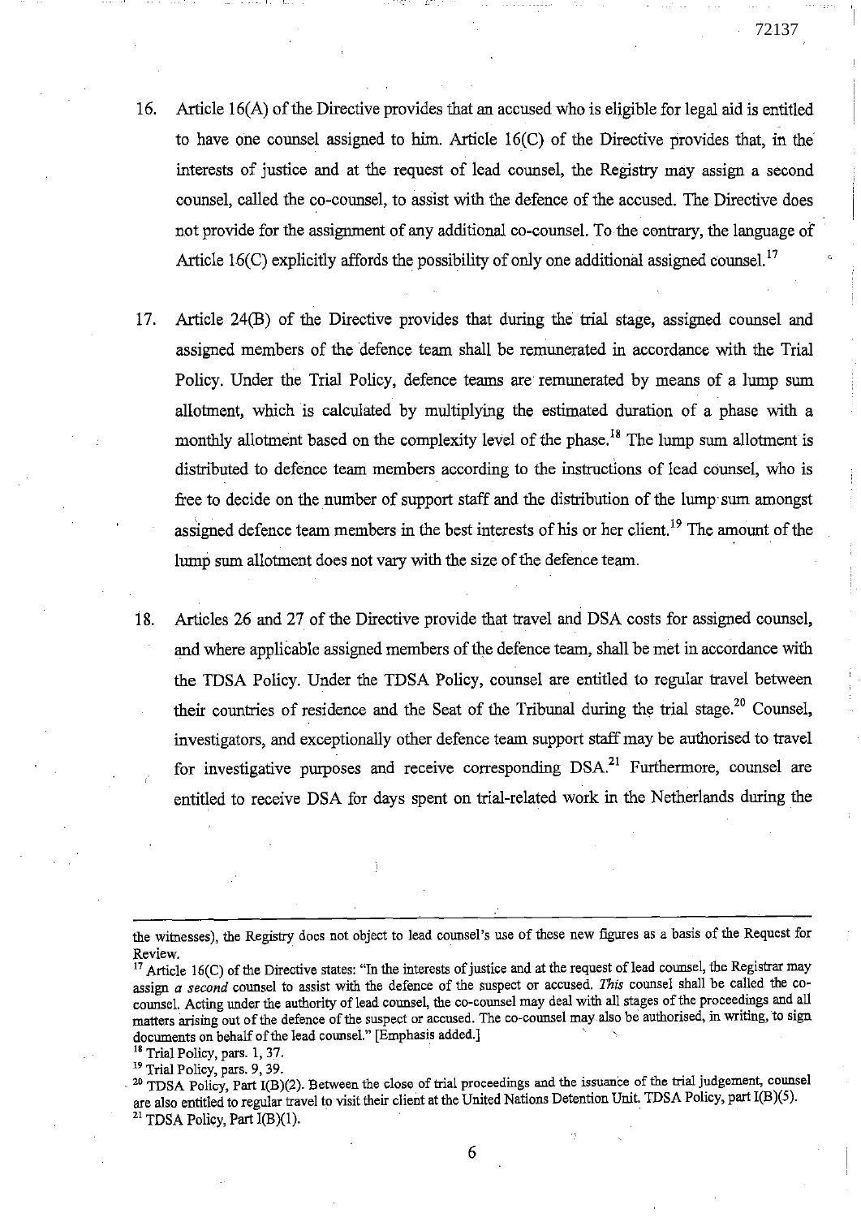16. Article 16(A) of the Directive provides that an accused who is eligible for legal aid is entitled to have one counsel assigned to him. Article 16(C) of the Directive provides that, in the interests of justice and at the request of lead counsel, the Registry may assign a second counsel, called the co-counsel, to assist with the defence of the accused. The Directive does not provide for the assignment of any additional co-counsel. To the contrary, the language of Article 16(C) explicitly affords the possibility of only one additional assigned counsel.[17]

17. Article 24(B) of the Directive provides that during the trial stage, assigned counsel and assigned members of the defence team shall be remunerated in accordance with the Trial Policy. Under the Trial Policy, defence teams are remunerated by means of a lump sum allotment, which is calculated by multiplying the estimated duration of a phase with a monthly allotment based on the complexity level of the phase.[18] The lump sum allotment is distributed to defence team members according to the instructions of lead counsel, who is free to decide on the number of support staff and the distribution of the lump sum amongst assigned defence team members in the best interests of his or her client.[19] The amount of the lump sum allotment does not vary with the size of the defence team.

18. Articles 26 and 27 of the Directive provide that travel and DSA costs for assigned counsel, and where applicable assigned members of the defence team, shall be met in accordance with the TDSA Policy. Under the TDSA Policy, counsel are entitled to regular travel between their countries of residence and the Seat of the Tribunal during the trial stage.[20] Counsel, investigators, and exceptionally other defence team support staff may be authorised to travel for investigative purposes and receive corresponding DSA.[21] Furthermore, counsel are entitled to receive DSA for days spent on trial-related work in the Netherlands during the

---

the witnesses), the Registry does not object to lead counsel's use of these new figures as a basis of the Request for Review.

[17] Article 16(C) of the Directive states: "In the interests of justice and at the request of lead counsel, the Registrar may assign *a second* counsel to assist with the defence of the suspect or accused. *This* counsel shall be called the co-counsel. Acting under the authority of lead counsel, the co-counsel may deal with all stages of the proceedings and all matters arising out of the defence of the suspect or accused. The co-counsel may also be authorised, in writing, to sign documents on behalf of the lead counsel." [Emphasis added.]

[18] Trial Policy, pars. 1, 37.

[19] Trial Policy, pars. 9, 39.

[20] TDSA Policy, Part I(B)(2). Between the close of trial proceedings and the issuance of the trial judgement, counsel are also entitled to regular travel to visit their client at the United Nations Detention Unit. TDSA Policy, part I(B)(5).

[21] TDSA Policy, Part I(B)(1).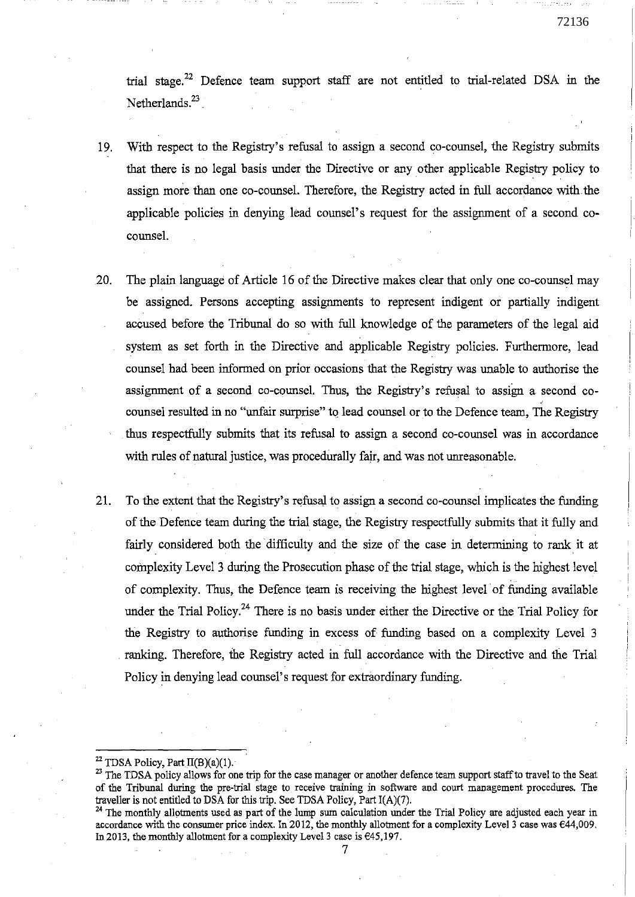trial stage.[22] Defence team support staff are not entitled to trial-related DSA in the Netherlands.[23]

19. With respect to the Registry's refusal to assign a second co-counsel, the Registry submits that there is no legal basis under the Directive or any other applicable Registry policy to assign more than one co-counsel. Therefore, the Registry acted in full accordance with the applicable policies in denying lead counsel's request for the assignment of a second co-counsel.

20. The plain language of Article 16 of the Directive makes clear that only one co-counsel may be assigned. Persons accepting assignments to represent indigent or partially indigent accused before the Tribunal do so with full knowledge of the parameters of the legal aid system as set forth in the Directive and applicable Registry policies. Furthermore, lead counsel had been informed on prior occasions that the Registry was unable to authorise the assignment of a second co-counsel. Thus, the Registry's refusal to assign a second co-counsel resulted in no "unfair surprise" to lead counsel or to the Defence team, The Registry thus respectfully submits that its refusal to assign a second co-counsel was in accordance with rules of natural justice, was procedurally fair, and was not unreasonable.

21. To the extent that the Registry's refusal to assign a second co-counsel implicates the funding of the Defence team during the trial stage, the Registry respectfully submits that it fully and fairly considered both the difficulty and the size of the case in determining to rank it at complexity Level 3 during the Prosecution phase of the trial stage, which is the highest level of complexity. Thus, the Defence team is receiving the highest level of funding available under the Trial Policy.[24] There is no basis under either the Directive or the Trial Policy for the Registry to authorise funding in excess of funding based on a complexity Level 3 ranking. Therefore, the Registry acted in full accordance with the Directive and the Trial Policy in denying lead counsel's request for extraordinary funding.

---

[22] TDSA Policy, Part II(B)(a)(1).

[23] The TDSA policy allows for one trip for the case manager or another defence team support staff to travel to the Seat of the Tribunal during the pre-trial stage to receive training in software and court management procedures. The traveller is not entitled to DSA for this trip. See TDSA Policy, Part I(A)(7).

[24] The monthly allotments used as part of the lump sum calculation under the Trial Policy are adjusted each year in accordance with the consumer price index. In 2012, the monthly allotment for a complexity Level 3 case was €44,009. In 2013, the monthly allotment for a complexity Level 3 case is €45,197.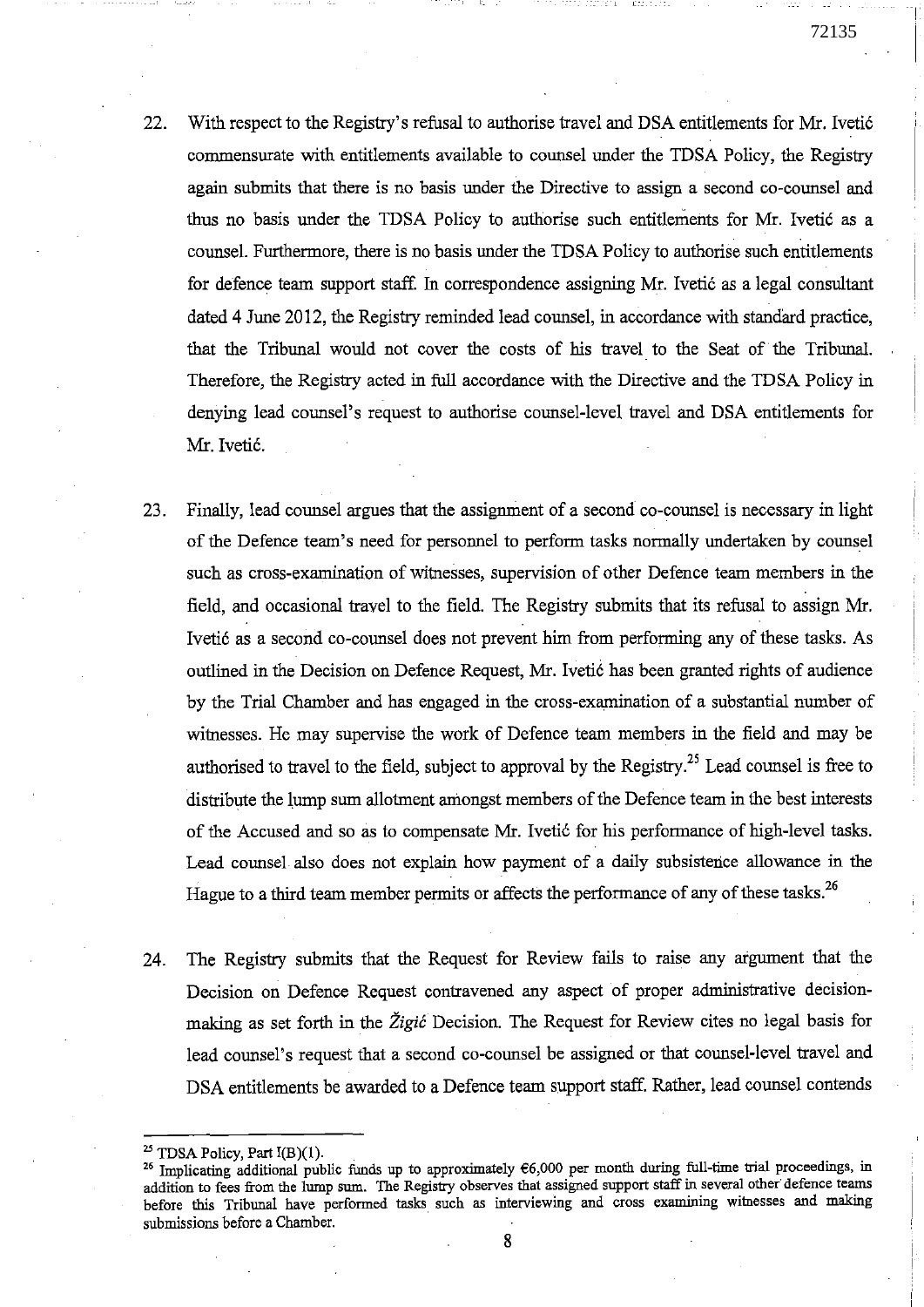22. With respect to the Registry's refusal to authorise travel and DSA entitlements for Mr. Ivetić commensurate with entitlements available to counsel under the TDSA Policy, the Registry again submits that there is no basis under the Directive to assign a second co-counsel and thus no basis under the TDSA Policy to authorise such entitlements for Mr. Ivetić as a counsel. Furthermore, there is no basis under the TDSA Policy to authorise such entitlements for defence team support staff. In correspondence assigning Mr. Ivetić as a legal consultant dated 4 June 2012, the Registry reminded lead counsel, in accordance with standard practice, that the Tribunal would not cover the costs of his travel to the Seat of the Tribunal. Therefore, the Registry acted in full accordance with the Directive and the TDSA Policy in denying lead counsel's request to authorise counsel-level travel and DSA entitlements for Mr. Ivetić.

23. Finally, lead counsel argues that the assignment of a second co-counsel is necessary in light of the Defence team's need for personnel to perform tasks normally undertaken by counsel such as cross-examination of witnesses, supervision of other Defence team members in the field, and occasional travel to the field. The Registry submits that its refusal to assign Mr. Ivetić as a second co-counsel does not prevent him from performing any of these tasks. As outlined in the Decision on Defence Request, Mr. Ivetić has been granted rights of audience by the Trial Chamber and has engaged in the cross-examination of a substantial number of witnesses. He may supervise the work of Defence team members in the field and may be authorised to travel to the field, subject to approval by the Registry.[25] Lead counsel is free to distribute the lump sum allotment amongst members of the Defence team in the best interests of the Accused and so as to compensate Mr. Ivetić for his performance of high-level tasks. Lead counsel also does not explain how payment of a daily subsistence allowance in the Hague to a third team member permits or affects the performance of any of these tasks.[26]

24. The Registry submits that the Request for Review fails to raise any argument that the Decision on Defence Request contravened any aspect of proper administrative decision-making as set forth in the *Žigić* Decision. The Request for Review cites no legal basis for lead counsel's request that a second co-counsel be assigned or that counsel-level travel and DSA entitlements be awarded to a Defence team support staff. Rather, lead counsel contends

---

[25] TDSA Policy, Part I(B)(1).

[26] Implicating additional public funds up to approximately €6,000 per month during full-time trial proceedings, in addition to fees from the lump sum. The Registry observes that assigned support staff in several other defence teams before this Tribunal have performed tasks such as interviewing and cross examining witnesses and making submissions before a Chamber.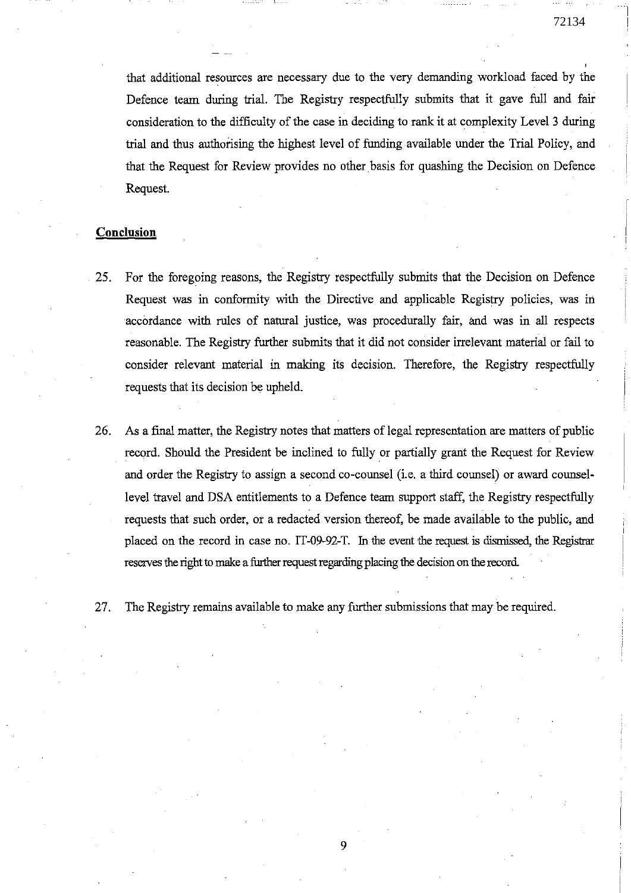that additional resources are necessary due to the very demanding workload faced by the Defence team during trial. The Registry respectfully submits that it gave full and fair consideration to the difficulty of the case in deciding to rank it at complexity Level 3 during trial and thus authorising the highest level of funding available under the Trial Policy, and that the Request for Review provides no other basis for quashing the Decision on Defence Request.

## Conclusion

25. For the foregoing reasons, the Registry respectfully submits that the Decision on Defence Request was in conformity with the Directive and applicable Registry policies, was in accordance with rules of natural justice, was procedurally fair, and was in all respects reasonable. The Registry further submits that it did not consider irrelevant material or fail to consider relevant material in making its decision. Therefore, the Registry respectfully requests that its decision be upheld.

26. As a final matter, the Registry notes that matters of legal representation are matters of public record. Should the President be inclined to fully or partially grant the Request for Review and order the Registry to assign a second co-counsel (i.e. a third counsel) or award counsel-level travel and DSA entitlements to a Defence team support staff, the Registry respectfully requests that such order, or a redacted version thereof, be made available to the public, and placed on the record in case no. IT-09-92-T. In the event the request is dismissed, the Registrar reserves the right to make a further request regarding placing the decision on the record.

27. The Registry remains available to make any further submissions that may be required.